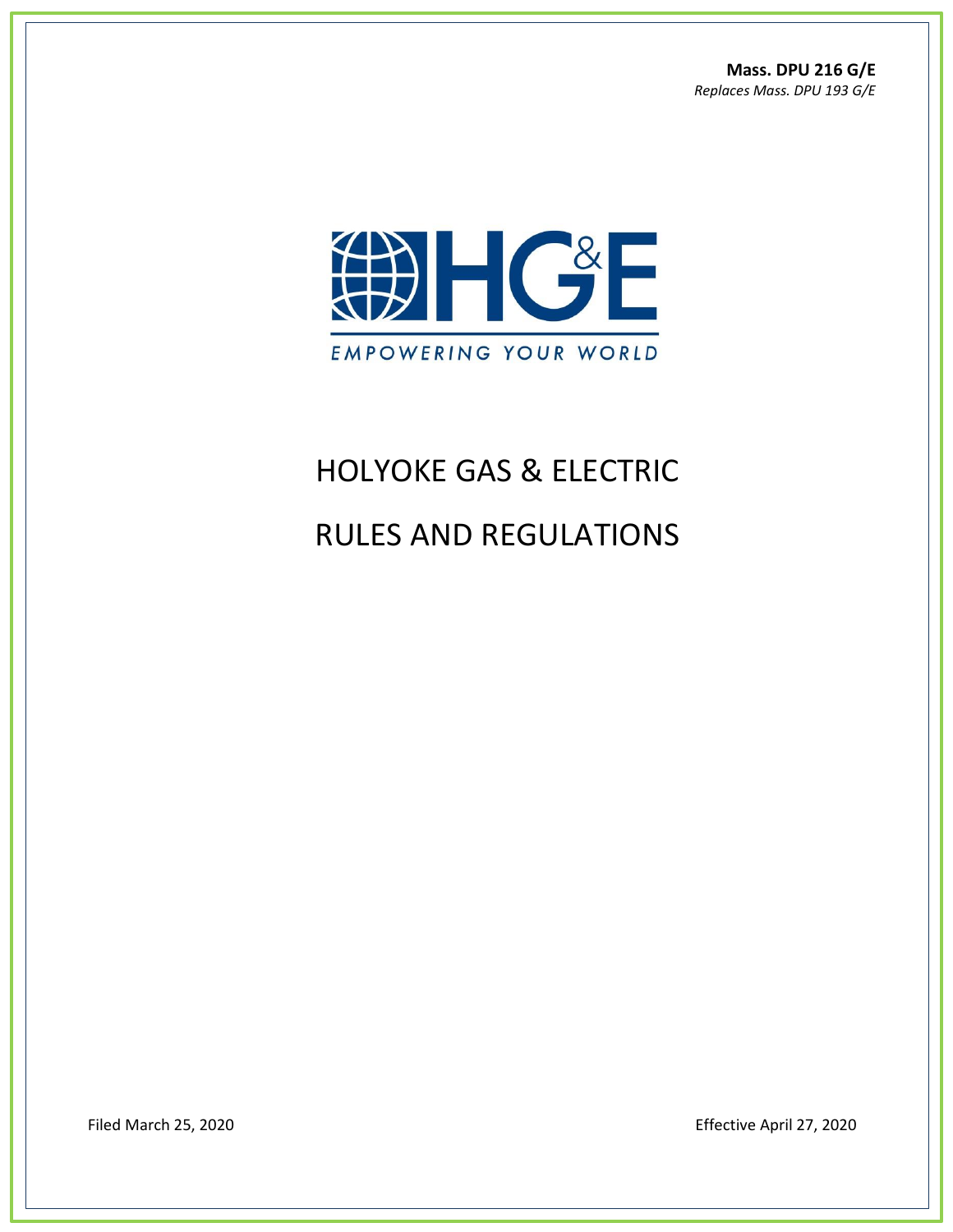**Mass. DPU 216 G/E**
*Replaces Mass. DPU 193 G/E*

HG&E

EMPOWERING YOUR WORLD

# HOLYOKE GAS & ELECTRIC

# RULES AND REGULATIONS

Filed March 25, 2020

Effective April 27, 2020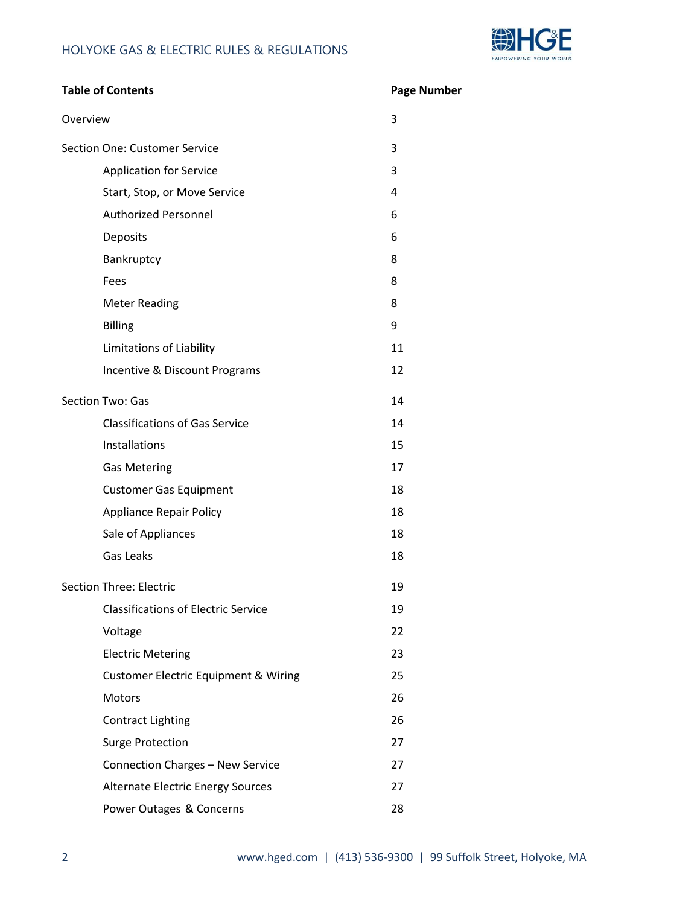| Table of Contents | Page Number |
|---|---|
| Overview | 3 |
| Section One: Customer Service | 3 |
| Application for Service | 3 |
| Start, Stop, or Move Service | 4 |
| Authorized Personnel | 6 |
| Deposits | 6 |
| Bankruptcy | 8 |
| Fees | 8 |
| Meter Reading | 8 |
| Billing | 9 |
| Limitations of Liability | 11 |
| Incentive & Discount Programs | 12 |
| Section Two: Gas | 14 |
| Classifications of Gas Service | 14 |
| Installations | 15 |
| Gas Metering | 17 |
| Customer Gas Equipment | 18 |
| Appliance Repair Policy | 18 |
| Sale of Appliances | 18 |
| Gas Leaks | 18 |
| Section Three: Electric | 19 |
| Classifications of Electric Service | 19 |
| Voltage | 22 |
| Electric Metering | 23 |
| Customer Electric Equipment & Wiring | 25 |
| Motors | 26 |
| Contract Lighting | 26 |
| Surge Protection | 27 |
| Connection Charges – New Service | 27 |
| Alternate Electric Energy Sources | 27 |
| Power Outages & Concerns | 28 |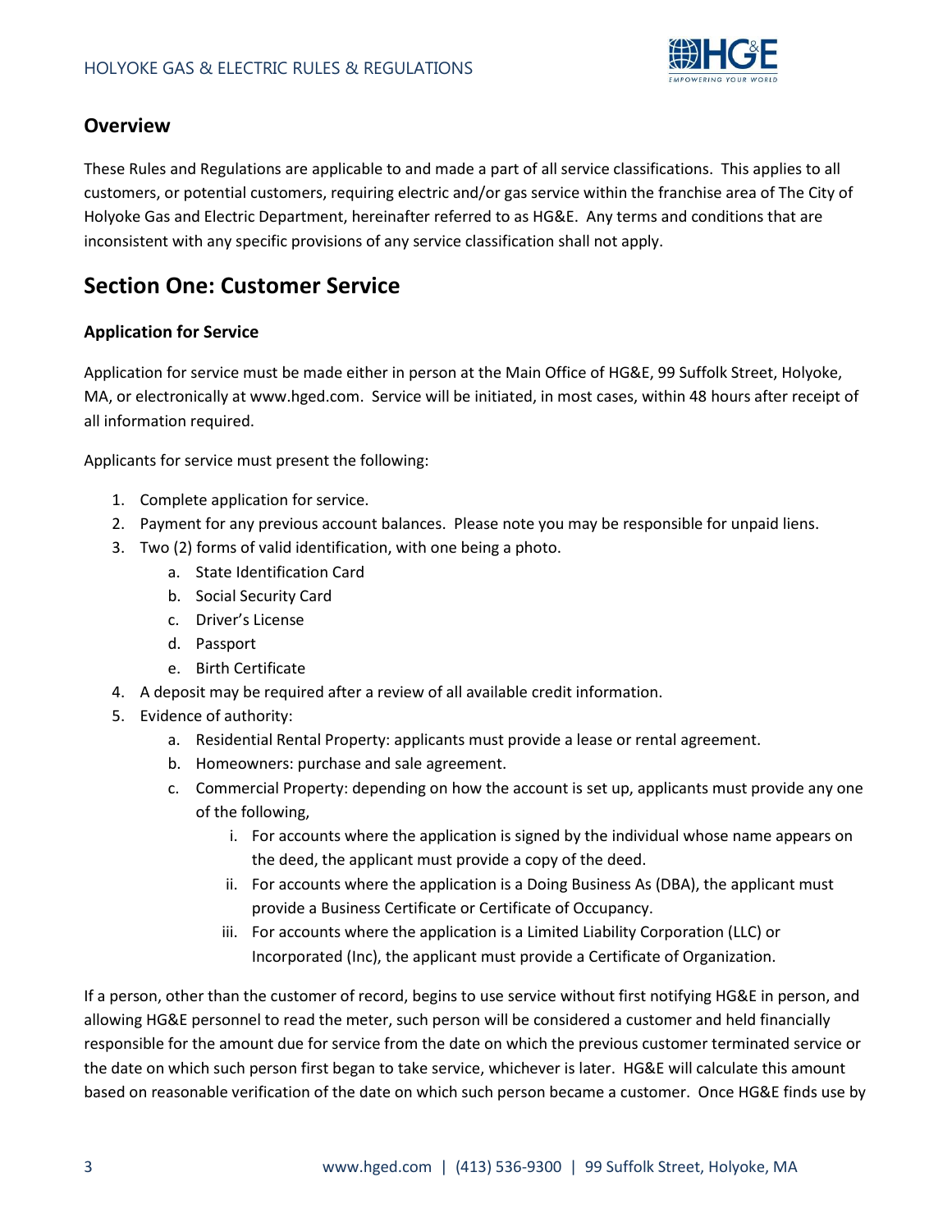## Overview

These Rules and Regulations are applicable to and made a part of all service classifications. This applies to all customers, or potential customers, requiring electric and/or gas service within the franchise area of The City of Holyoke Gas and Electric Department, hereinafter referred to as HG&E. Any terms and conditions that are inconsistent with any specific provisions of any service classification shall not apply.

# Section One: Customer Service

### Application for Service

Application for service must be made either in person at the Main Office of HG&E, 99 Suffolk Street, Holyoke, MA, or electronically at www.hged.com. Service will be initiated, in most cases, within 48 hours after receipt of all information required.

Applicants for service must present the following:

1. Complete application for service.
2. Payment for any previous account balances. Please note you may be responsible for unpaid liens.
3. Two (2) forms of valid identification, with one being a photo.
   a. State Identification Card
   b. Social Security Card
   c. Driver's License
   d. Passport
   e. Birth Certificate
4. A deposit may be required after a review of all available credit information.
5. Evidence of authority:
   a. Residential Rental Property: applicants must provide a lease or rental agreement.
   b. Homeowners: purchase and sale agreement.
   c. Commercial Property: depending on how the account is set up, applicants must provide any one of the following,
      i. For accounts where the application is signed by the individual whose name appears on the deed, the applicant must provide a copy of the deed.
      ii. For accounts where the application is a Doing Business As (DBA), the applicant must provide a Business Certificate or Certificate of Occupancy.
      iii. For accounts where the application is a Limited Liability Corporation (LLC) or Incorporated (Inc), the applicant must provide a Certificate of Organization.

If a person, other than the customer of record, begins to use service without first notifying HG&E in person, and allowing HG&E personnel to read the meter, such person will be considered a customer and held financially responsible for the amount due for service from the date on which the previous customer terminated service or the date on which such person first began to take service, whichever is later. HG&E will calculate this amount based on reasonable verification of the date on which such person became a customer. Once HG&E finds use by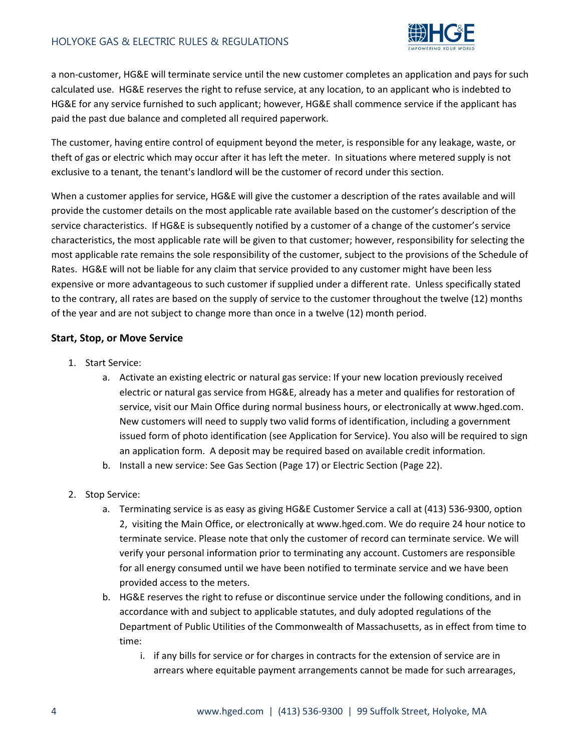a non-customer, HG&E will terminate service until the new customer completes an application and pays for such calculated use. HG&E reserves the right to refuse service, at any location, to an applicant who is indebted to HG&E for any service furnished to such applicant; however, HG&E shall commence service if the applicant has paid the past due balance and completed all required paperwork.

The customer, having entire control of equipment beyond the meter, is responsible for any leakage, waste, or theft of gas or electric which may occur after it has left the meter. In situations where metered supply is not exclusive to a tenant, the tenant's landlord will be the customer of record under this section.

When a customer applies for service, HG&E will give the customer a description of the rates available and will provide the customer details on the most applicable rate available based on the customer's description of the service characteristics. If HG&E is subsequently notified by a customer of a change of the customer's service characteristics, the most applicable rate will be given to that customer; however, responsibility for selecting the most applicable rate remains the sole responsibility of the customer, subject to the provisions of the Schedule of Rates. HG&E will not be liable for any claim that service provided to any customer might have been less expensive or more advantageous to such customer if supplied under a different rate. Unless specifically stated to the contrary, all rates are based on the supply of service to the customer throughout the twelve (12) months of the year and are not subject to change more than once in a twelve (12) month period.

### Start, Stop, or Move Service

1. Start Service:
    a. Activate an existing electric or natural gas service: If your new location previously received electric or natural gas service from HG&E, already has a meter and qualifies for restoration of service, visit our Main Office during normal business hours, or electronically at www.hged.com. New customers will need to supply two valid forms of identification, including a government issued form of photo identification (see Application for Service). You also will be required to sign an application form. A deposit may be required based on available credit information.
    b. Install a new service: See Gas Section (Page 17) or Electric Section (Page 22).

2. Stop Service:
    a. Terminating service is as easy as giving HG&E Customer Service a call at (413) 536-9300, option 2, visiting the Main Office, or electronically at www.hged.com. We do require 24 hour notice to terminate service. Please note that only the customer of record can terminate service. We will verify your personal information prior to terminating any account. Customers are responsible for all energy consumed until we have been notified to terminate service and we have been provided access to the meters.
    b. HG&E reserves the right to refuse or discontinue service under the following conditions, and in accordance with and subject to applicable statutes, and duly adopted regulations of the Department of Public Utilities of the Commonwealth of Massachusetts, as in effect from time to time:
        i. if any bills for service or for charges in contracts for the extension of service are in arrears where equitable payment arrangements cannot be made for such arrearages,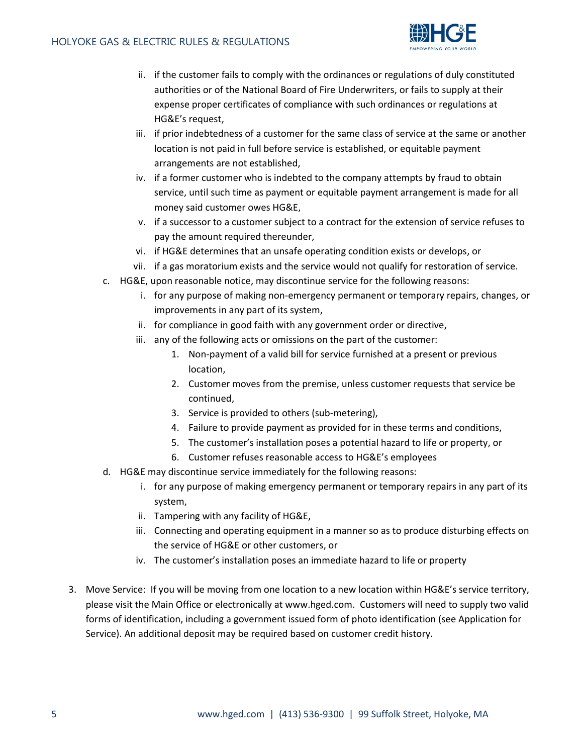ii. if the customer fails to comply with the ordinances or regulations of duly constituted authorities or of the National Board of Fire Underwriters, or fails to supply at their expense proper certificates of compliance with such ordinances or regulations at HG&E's request,
   iii. if prior indebtedness of a customer for the same class of service at the same or another location is not paid in full before service is established, or equitable payment arrangements are not established,
   iv. if a former customer who is indebted to the company attempts by fraud to obtain service, until such time as payment or equitable payment arrangement is made for all money said customer owes HG&E,
   v. if a successor to a customer subject to a contract for the extension of service refuses to pay the amount required thereunder,
   vi. if HG&E determines that an unsafe operating condition exists or develops, or
   vii. if a gas moratorium exists and the service would not qualify for restoration of service.

c. HG&E, upon reasonable notice, may discontinue service for the following reasons:
   i. for any purpose of making non-emergency permanent or temporary repairs, changes, or improvements in any part of its system,
   ii. for compliance in good faith with any government order or directive,
   iii. any of the following acts or omissions on the part of the customer:
      1. Non-payment of a valid bill for service furnished at a present or previous location,
      2. Customer moves from the premise, unless customer requests that service be continued,
      3. Service is provided to others (sub-metering),
      4. Failure to provide payment as provided for in these terms and conditions,
      5. The customer's installation poses a potential hazard to life or property, or
      6. Customer refuses reasonable access to HG&E's employees

d. HG&E may discontinue service immediately for the following reasons:
   i. for any purpose of making emergency permanent or temporary repairs in any part of its system,
   ii. Tampering with any facility of HG&E,
   iii. Connecting and operating equipment in a manner so as to produce disturbing effects on the service of HG&E or other customers, or
   iv. The customer's installation poses an immediate hazard to life or property

3. Move Service: If you will be moving from one location to a new location within HG&E's service territory, please visit the Main Office or electronically at www.hged.com. Customers will need to supply two valid forms of identification, including a government issued form of photo identification (see Application for Service). An additional deposit may be required based on customer credit history.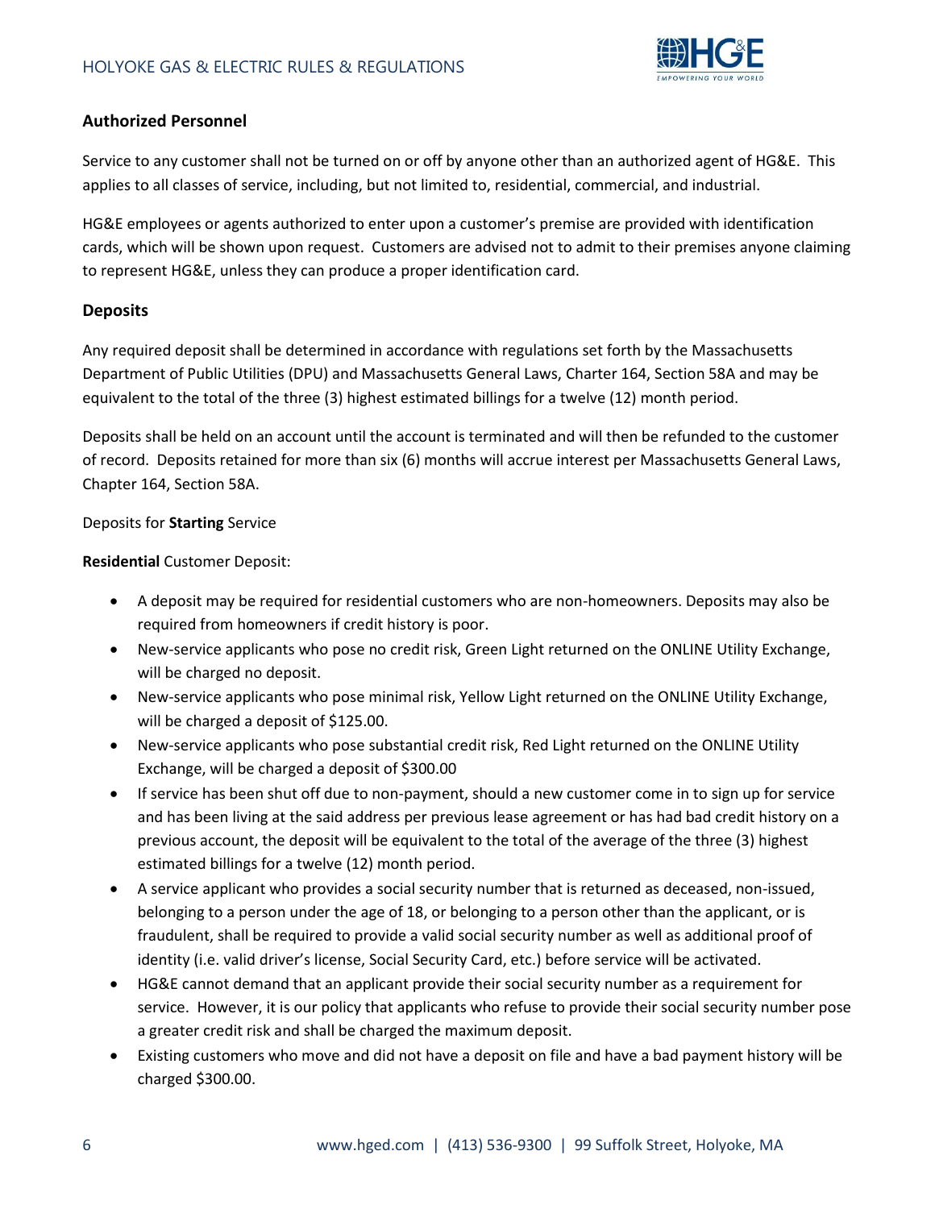## Authorized Personnel

Service to any customer shall not be turned on or off by anyone other than an authorized agent of HG&E. This applies to all classes of service, including, but not limited to, residential, commercial, and industrial.

HG&E employees or agents authorized to enter upon a customer's premise are provided with identification cards, which will be shown upon request. Customers are advised not to admit to their premises anyone claiming to represent HG&E, unless they can produce a proper identification card.

## Deposits

Any required deposit shall be determined in accordance with regulations set forth by the Massachusetts Department of Public Utilities (DPU) and Massachusetts General Laws, Charter 164, Section 58A and may be equivalent to the total of the three (3) highest estimated billings for a twelve (12) month period.

Deposits shall be held on an account until the account is terminated and will then be refunded to the customer of record. Deposits retained for more than six (6) months will accrue interest per Massachusetts General Laws, Chapter 164, Section 58A.

Deposits for **Starting** Service

**Residential** Customer Deposit:

- A deposit may be required for residential customers who are non-homeowners. Deposits may also be required from homeowners if credit history is poor.
- New-service applicants who pose no credit risk, Green Light returned on the ONLINE Utility Exchange, will be charged no deposit.
- New-service applicants who pose minimal risk, Yellow Light returned on the ONLINE Utility Exchange, will be charged a deposit of $125.00.
- New-service applicants who pose substantial credit risk, Red Light returned on the ONLINE Utility Exchange, will be charged a deposit of $300.00
- If service has been shut off due to non-payment, should a new customer come in to sign up for service and has been living at the said address per previous lease agreement or has had bad credit history on a previous account, the deposit will be equivalent to the total of the average of the three (3) highest estimated billings for a twelve (12) month period.
- A service applicant who provides a social security number that is returned as deceased, non-issued, belonging to a person under the age of 18, or belonging to a person other than the applicant, or is fraudulent, shall be required to provide a valid social security number as well as additional proof of identity (i.e. valid driver's license, Social Security Card, etc.) before service will be activated.
- HG&E cannot demand that an applicant provide their social security number as a requirement for service. However, it is our policy that applicants who refuse to provide their social security number pose a greater credit risk and shall be charged the maximum deposit.
- Existing customers who move and did not have a deposit on file and have a bad payment history will be charged $300.00.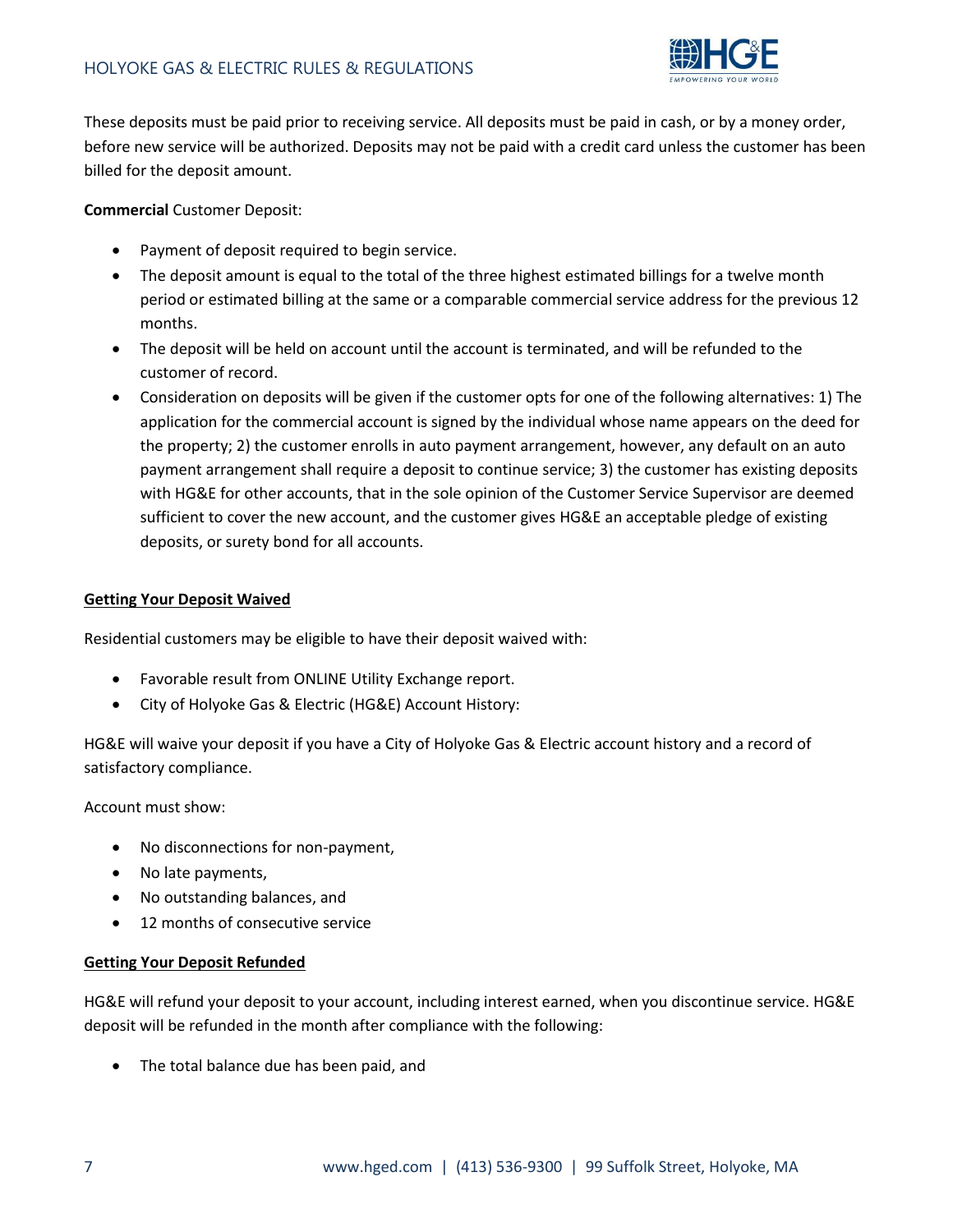These deposits must be paid prior to receiving service. All deposits must be paid in cash, or by a money order, before new service will be authorized. Deposits may not be paid with a credit card unless the customer has been billed for the deposit amount.

**Commercial** Customer Deposit:

- Payment of deposit required to begin service.
- The deposit amount is equal to the total of the three highest estimated billings for a twelve month period or estimated billing at the same or a comparable commercial service address for the previous 12 months.
- The deposit will be held on account until the account is terminated, and will be refunded to the customer of record.
- Consideration on deposits will be given if the customer opts for one of the following alternatives: 1) The application for the commercial account is signed by the individual whose name appears on the deed for the property; 2) the customer enrolls in auto payment arrangement, however, any default on an auto payment arrangement shall require a deposit to continue service; 3) the customer has existing deposits with HG&E for other accounts, that in the sole opinion of the Customer Service Supervisor are deemed sufficient to cover the new account, and the customer gives HG&E an acceptable pledge of existing deposits, or surety bond for all accounts.

## Getting Your Deposit Waived

Residential customers may be eligible to have their deposit waived with:

- Favorable result from ONLINE Utility Exchange report.
- City of Holyoke Gas & Electric (HG&E) Account History:

HG&E will waive your deposit if you have a City of Holyoke Gas & Electric account history and a record of satisfactory compliance.

Account must show:

- No disconnections for non-payment,
- No late payments,
- No outstanding balances, and
- 12 months of consecutive service

## Getting Your Deposit Refunded

HG&E will refund your deposit to your account, including interest earned, when you discontinue service. HG&E deposit will be refunded in the month after compliance with the following:

- The total balance due has been paid, and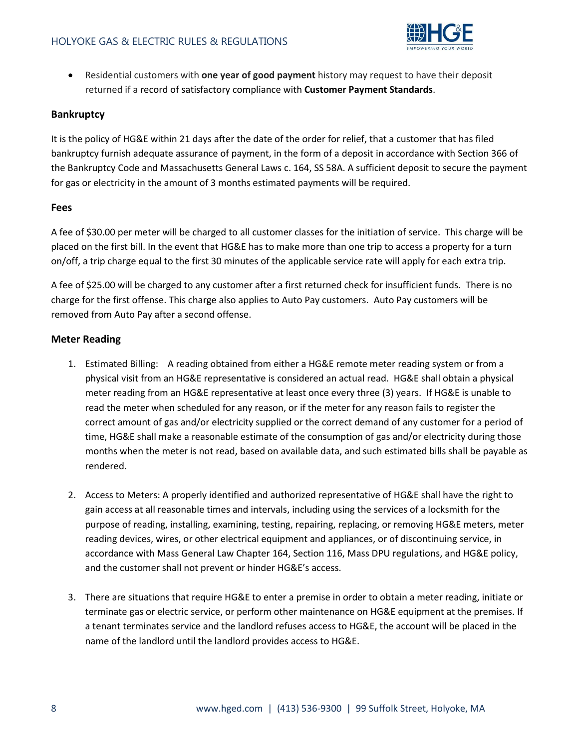- Residential customers with **one year of good payment** history may request to have their deposit returned if a record of satisfactory compliance with **Customer Payment Standards**.

### Bankruptcy

It is the policy of HG&E within 21 days after the date of the order for relief, that a customer that has filed bankruptcy furnish adequate assurance of payment, in the form of a deposit in accordance with Section 366 of the Bankruptcy Code and Massachusetts General Laws c. 164, SS 58A. A sufficient deposit to secure the payment for gas or electricity in the amount of 3 months estimated payments will be required.

### Fees

A fee of $30.00 per meter will be charged to all customer classes for the initiation of service. This charge will be placed on the first bill. In the event that HG&E has to make more than one trip to access a property for a turn on/off, a trip charge equal to the first 30 minutes of the applicable service rate will apply for each extra trip.

A fee of $25.00 will be charged to any customer after a first returned check for insufficient funds. There is no charge for the first offense. This charge also applies to Auto Pay customers. Auto Pay customers will be removed from Auto Pay after a second offense.

### Meter Reading

1. Estimated Billing: A reading obtained from either a HG&E remote meter reading system or from a physical visit from an HG&E representative is considered an actual read. HG&E shall obtain a physical meter reading from an HG&E representative at least once every three (3) years. If HG&E is unable to read the meter when scheduled for any reason, or if the meter for any reason fails to register the correct amount of gas and/or electricity supplied or the correct demand of any customer for a period of time, HG&E shall make a reasonable estimate of the consumption of gas and/or electricity during those months when the meter is not read, based on available data, and such estimated bills shall be payable as rendered.

2. Access to Meters: A properly identified and authorized representative of HG&E shall have the right to gain access at all reasonable times and intervals, including using the services of a locksmith for the purpose of reading, installing, examining, testing, repairing, replacing, or removing HG&E meters, meter reading devices, wires, or other electrical equipment and appliances, or of discontinuing service, in accordance with Mass General Law Chapter 164, Section 116, Mass DPU regulations, and HG&E policy, and the customer shall not prevent or hinder HG&E's access.

3. There are situations that require HG&E to enter a premise in order to obtain a meter reading, initiate or terminate gas or electric service, or perform other maintenance on HG&E equipment at the premises. If a tenant terminates service and the landlord refuses access to HG&E, the account will be placed in the name of the landlord until the landlord provides access to HG&E.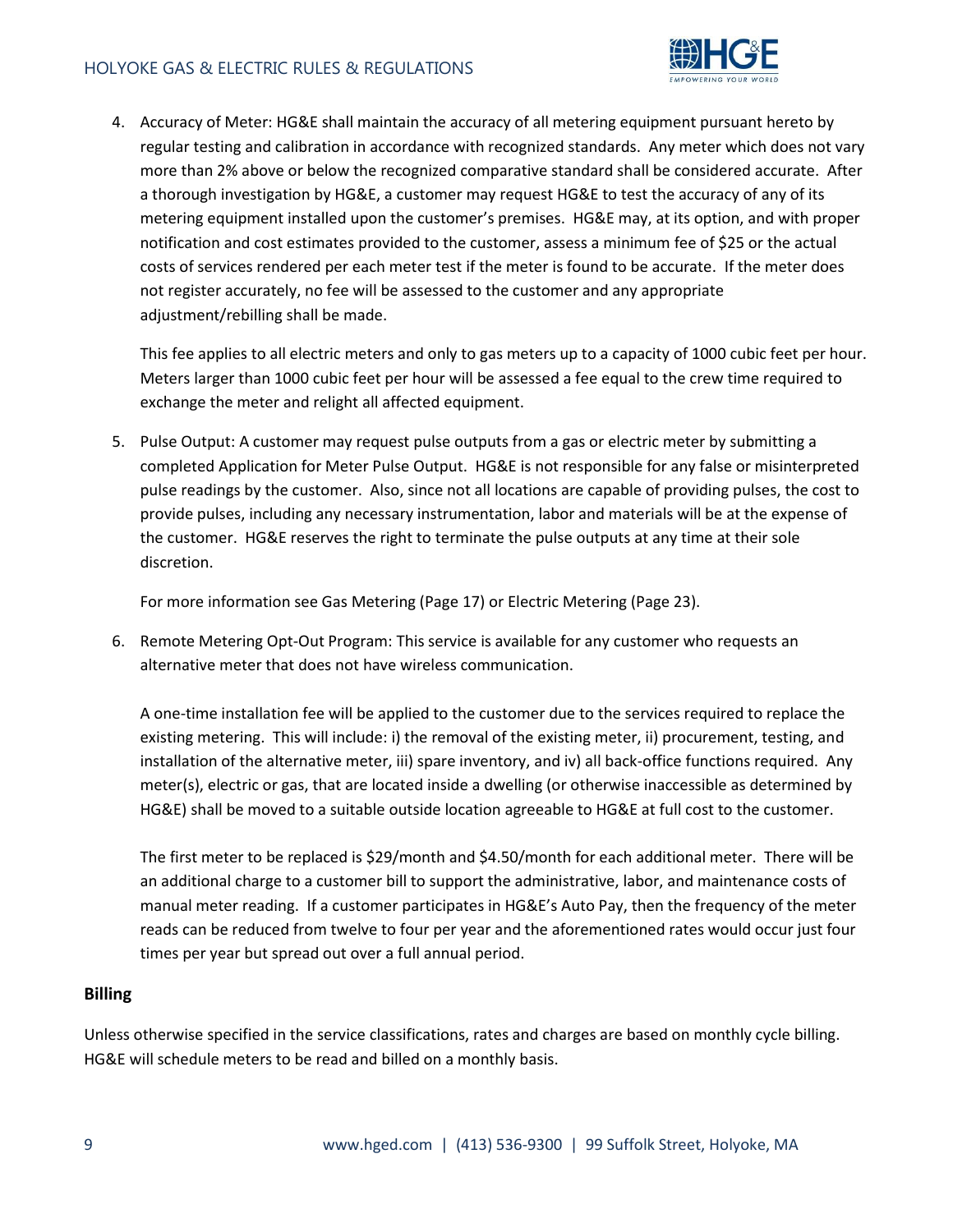4. Accuracy of Meter: HG&E shall maintain the accuracy of all metering equipment pursuant hereto by regular testing and calibration in accordance with recognized standards. Any meter which does not vary more than 2% above or below the recognized comparative standard shall be considered accurate. After a thorough investigation by HG&E, a customer may request HG&E to test the accuracy of any of its metering equipment installed upon the customer's premises. HG&E may, at its option, and with proper notification and cost estimates provided to the customer, assess a minimum fee of $25 or the actual costs of services rendered per each meter test if the meter is found to be accurate. If the meter does not register accurately, no fee will be assessed to the customer and any appropriate adjustment/rebilling shall be made.

   This fee applies to all electric meters and only to gas meters up to a capacity of 1000 cubic feet per hour. Meters larger than 1000 cubic feet per hour will be assessed a fee equal to the crew time required to exchange the meter and relight all affected equipment.

5. Pulse Output: A customer may request pulse outputs from a gas or electric meter by submitting a completed Application for Meter Pulse Output. HG&E is not responsible for any false or misinterpreted pulse readings by the customer. Also, since not all locations are capable of providing pulses, the cost to provide pulses, including any necessary instrumentation, labor and materials will be at the expense of the customer. HG&E reserves the right to terminate the pulse outputs at any time at their sole discretion.

   For more information see Gas Metering (Page 17) or Electric Metering (Page 23).

6. Remote Metering Opt-Out Program: This service is available for any customer who requests an alternative meter that does not have wireless communication.

   A one-time installation fee will be applied to the customer due to the services required to replace the existing metering. This will include: i) the removal of the existing meter, ii) procurement, testing, and installation of the alternative meter, iii) spare inventory, and iv) all back-office functions required. Any meter(s), electric or gas, that are located inside a dwelling (or otherwise inaccessible as determined by HG&E) shall be moved to a suitable outside location agreeable to HG&E at full cost to the customer.

   The first meter to be replaced is $29/month and $4.50/month for each additional meter. There will be an additional charge to a customer bill to support the administrative, labor, and maintenance costs of manual meter reading. If a customer participates in HG&E's Auto Pay, then the frequency of the meter reads can be reduced from twelve to four per year and the aforementioned rates would occur just four times per year but spread out over a full annual period.

## Billing

Unless otherwise specified in the service classifications, rates and charges are based on monthly cycle billing. HG&E will schedule meters to be read and billed on a monthly basis.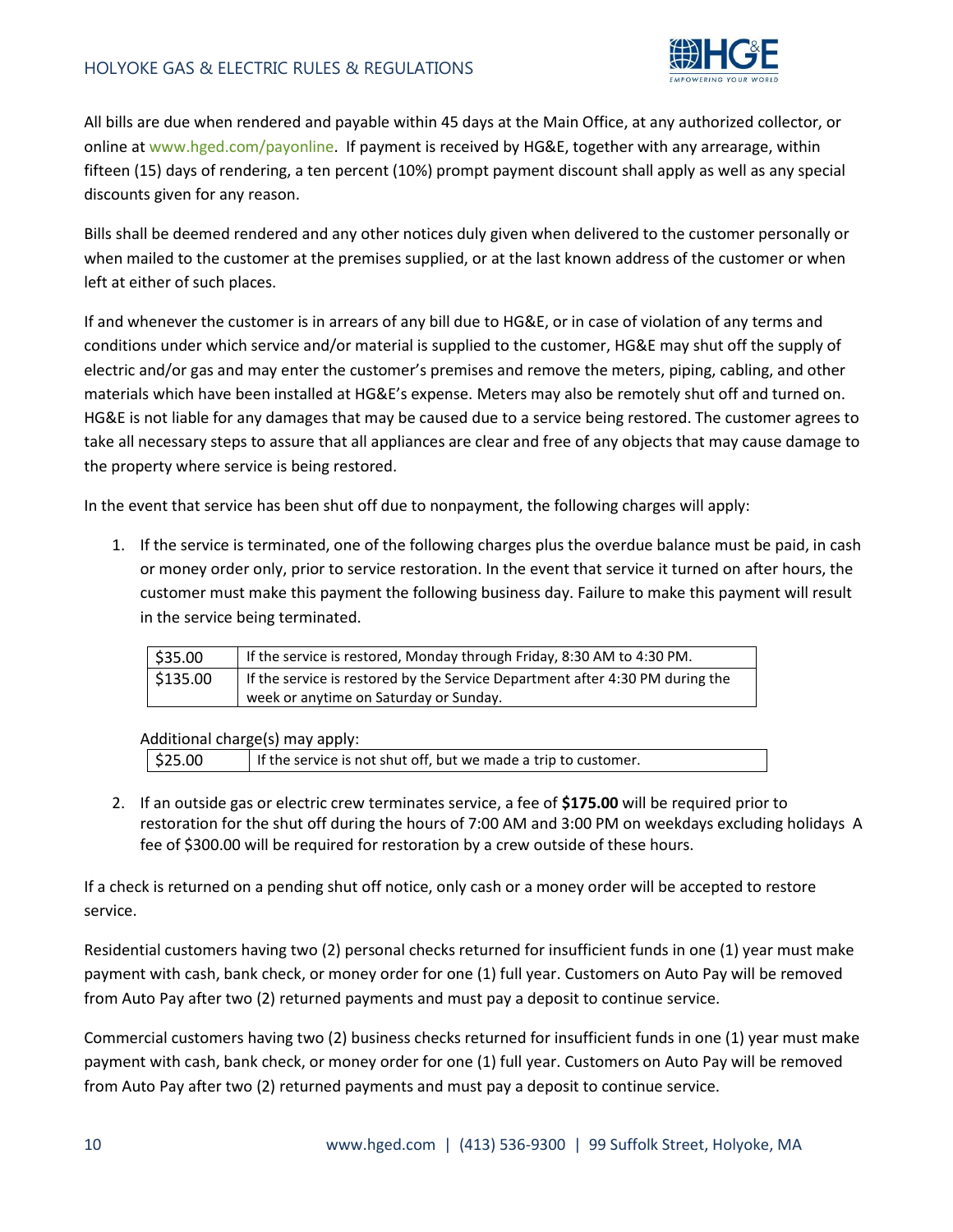All bills are due when rendered and payable within 45 days at the Main Office, at any authorized collector, or online at www.hged.com/payonline. If payment is received by HG&E, together with any arrearage, within fifteen (15) days of rendering, a ten percent (10%) prompt payment discount shall apply as well as any special discounts given for any reason.

Bills shall be deemed rendered and any other notices duly given when delivered to the customer personally or when mailed to the customer at the premises supplied, or at the last known address of the customer or when left at either of such places.

If and whenever the customer is in arrears of any bill due to HG&E, or in case of violation of any terms and conditions under which service and/or material is supplied to the customer, HG&E may shut off the supply of electric and/or gas and may enter the customer's premises and remove the meters, piping, cabling, and other materials which have been installed at HG&E's expense. Meters may also be remotely shut off and turned on. HG&E is not liable for any damages that may be caused due to a service being restored. The customer agrees to take all necessary steps to assure that all appliances are clear and free of any objects that may cause damage to the property where service is being restored.

In the event that service has been shut off due to nonpayment, the following charges will apply:

1. If the service is terminated, one of the following charges plus the overdue balance must be paid, in cash or money order only, prior to service restoration. In the event that service it turned on after hours, the customer must make this payment the following business day. Failure to make this payment will result in the service being terminated.

| | |
|---|---|
| $35.00 | If the service is restored, Monday through Friday, 8:30 AM to 4:30 PM. |
| $135.00 | If the service is restored by the Service Department after 4:30 PM during the week or anytime on Saturday or Sunday. |

Additional charge(s) may apply:

| | |
|---|---|
| $25.00 | If the service is not shut off, but we made a trip to customer. |

2. If an outside gas or electric crew terminates service, a fee of **$175.00** will be required prior to restoration for the shut off during the hours of 7:00 AM and 3:00 PM on weekdays excluding holidays A fee of $300.00 will be required for restoration by a crew outside of these hours.

If a check is returned on a pending shut off notice, only cash or a money order will be accepted to restore service.

Residential customers having two (2) personal checks returned for insufficient funds in one (1) year must make payment with cash, bank check, or money order for one (1) full year. Customers on Auto Pay will be removed from Auto Pay after two (2) returned payments and must pay a deposit to continue service.

Commercial customers having two (2) business checks returned for insufficient funds in one (1) year must make payment with cash, bank check, or money order for one (1) full year. Customers on Auto Pay will be removed from Auto Pay after two (2) returned payments and must pay a deposit to continue service.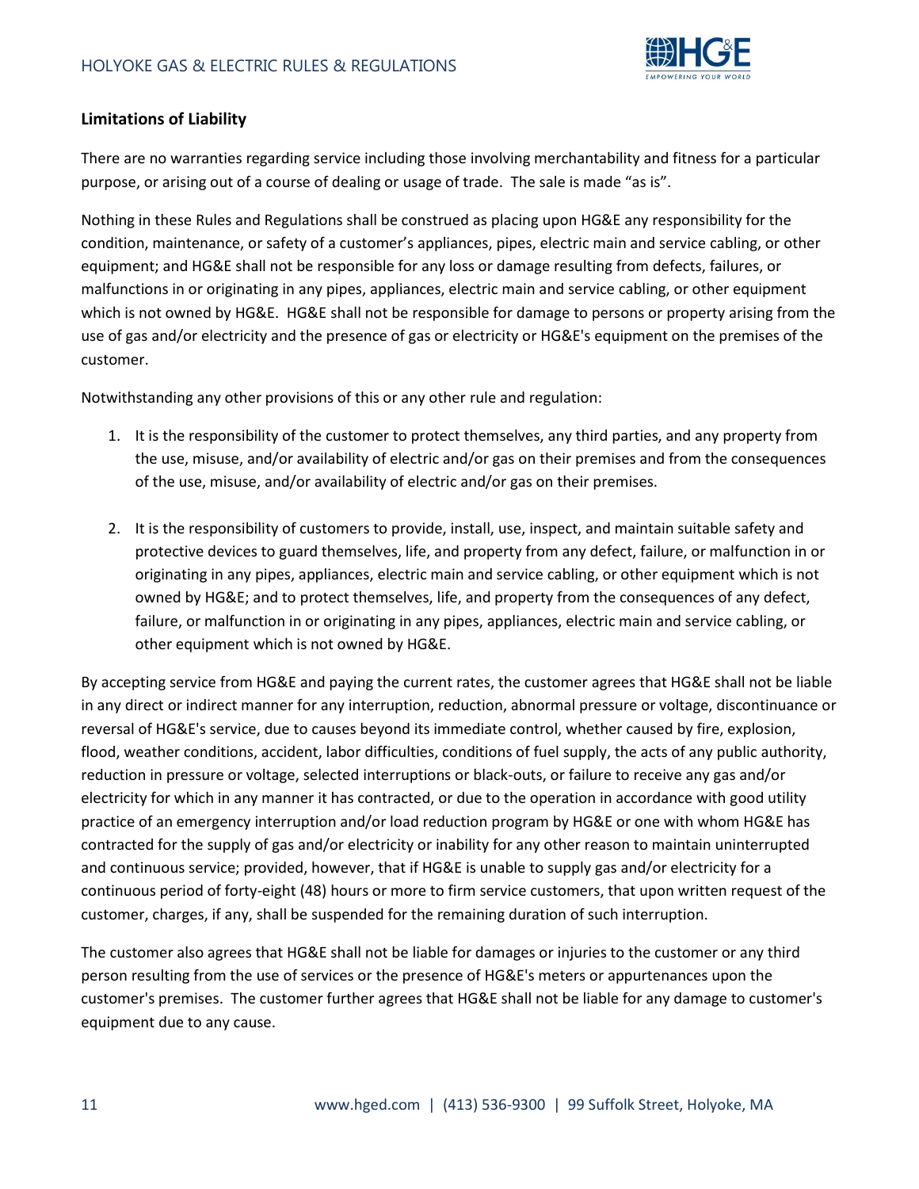## Limitations of Liability

There are no warranties regarding service including those involving merchantability and fitness for a particular purpose, or arising out of a course of dealing or usage of trade. The sale is made "as is".

Nothing in these Rules and Regulations shall be construed as placing upon HG&E any responsibility for the condition, maintenance, or safety of a customer's appliances, pipes, electric main and service cabling, or other equipment; and HG&E shall not be responsible for any loss or damage resulting from defects, failures, or malfunctions in or originating in any pipes, appliances, electric main and service cabling, or other equipment which is not owned by HG&E. HG&E shall not be responsible for damage to persons or property arising from the use of gas and/or electricity and the presence of gas or electricity or HG&E's equipment on the premises of the customer.

Notwithstanding any other provisions of this or any other rule and regulation:

1. It is the responsibility of the customer to protect themselves, any third parties, and any property from the use, misuse, and/or availability of electric and/or gas on their premises and from the consequences of the use, misuse, and/or availability of electric and/or gas on their premises.
2. It is the responsibility of customers to provide, install, use, inspect, and maintain suitable safety and protective devices to guard themselves, life, and property from any defect, failure, or malfunction in or originating in any pipes, appliances, electric main and service cabling, or other equipment which is not owned by HG&E; and to protect themselves, life, and property from the consequences of any defect, failure, or malfunction in or originating in any pipes, appliances, electric main and service cabling, or other equipment which is not owned by HG&E.

By accepting service from HG&E and paying the current rates, the customer agrees that HG&E shall not be liable in any direct or indirect manner for any interruption, reduction, abnormal pressure or voltage, discontinuance or reversal of HG&E's service, due to causes beyond its immediate control, whether caused by fire, explosion, flood, weather conditions, accident, labor difficulties, conditions of fuel supply, the acts of any public authority, reduction in pressure or voltage, selected interruptions or black-outs, or failure to receive any gas and/or electricity for which in any manner it has contracted, or due to the operation in accordance with good utility practice of an emergency interruption and/or load reduction program by HG&E or one with whom HG&E has contracted for the supply of gas and/or electricity or inability for any other reason to maintain uninterrupted and continuous service; provided, however, that if HG&E is unable to supply gas and/or electricity for a continuous period of forty-eight (48) hours or more to firm service customers, that upon written request of the customer, charges, if any, shall be suspended for the remaining duration of such interruption.

The customer also agrees that HG&E shall not be liable for damages or injuries to the customer or any third person resulting from the use of services or the presence of HG&E's meters or appurtenances upon the customer's premises. The customer further agrees that HG&E shall not be liable for any damage to customer's equipment due to any cause.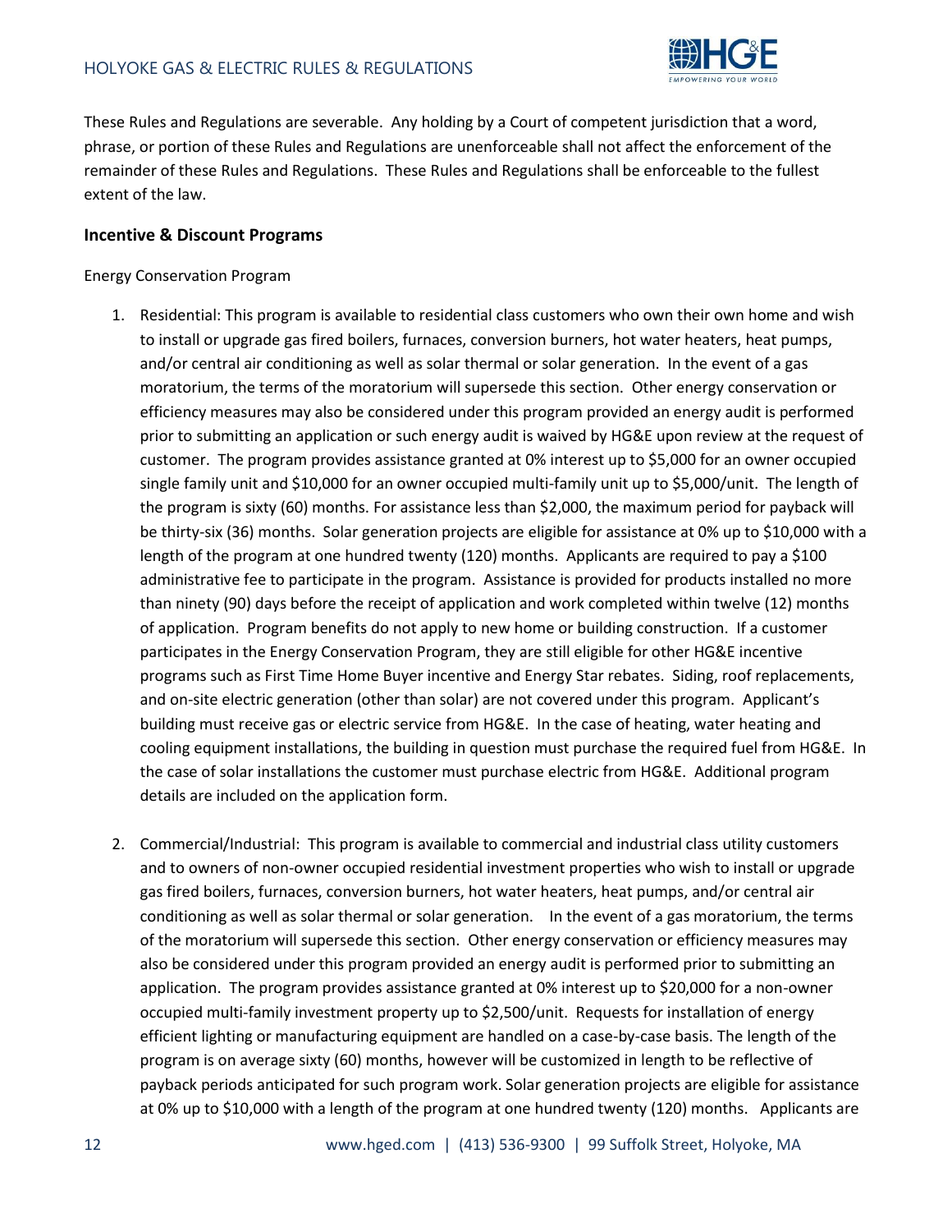These Rules and Regulations are severable. Any holding by a Court of competent jurisdiction that a word, phrase, or portion of these Rules and Regulations are unenforceable shall not affect the enforcement of the remainder of these Rules and Regulations. These Rules and Regulations shall be enforceable to the fullest extent of the law.

### Incentive & Discount Programs

Energy Conservation Program

1. Residential: This program is available to residential class customers who own their own home and wish to install or upgrade gas fired boilers, furnaces, conversion burners, hot water heaters, heat pumps, and/or central air conditioning as well as solar thermal or solar generation. In the event of a gas moratorium, the terms of the moratorium will supersede this section. Other energy conservation or efficiency measures may also be considered under this program provided an energy audit is performed prior to submitting an application or such energy audit is waived by HG&E upon review at the request of customer. The program provides assistance granted at 0% interest up to $5,000 for an owner occupied single family unit and $10,000 for an owner occupied multi-family unit up to $5,000/unit. The length of the program is sixty (60) months. For assistance less than $2,000, the maximum period for payback will be thirty-six (36) months. Solar generation projects are eligible for assistance at 0% up to $10,000 with a length of the program at one hundred twenty (120) months. Applicants are required to pay a $100 administrative fee to participate in the program. Assistance is provided for products installed no more than ninety (90) days before the receipt of application and work completed within twelve (12) months of application. Program benefits do not apply to new home or building construction. If a customer participates in the Energy Conservation Program, they are still eligible for other HG&E incentive programs such as First Time Home Buyer incentive and Energy Star rebates. Siding, roof replacements, and on-site electric generation (other than solar) are not covered under this program. Applicant's building must receive gas or electric service from HG&E. In the case of heating, water heating and cooling equipment installations, the building in question must purchase the required fuel from HG&E. In the case of solar installations the customer must purchase electric from HG&E. Additional program details are included on the application form.

2. Commercial/Industrial: This program is available to commercial and industrial class utility customers and to owners of non-owner occupied residential investment properties who wish to install or upgrade gas fired boilers, furnaces, conversion burners, hot water heaters, heat pumps, and/or central air conditioning as well as solar thermal or solar generation. In the event of a gas moratorium, the terms of the moratorium will supersede this section. Other energy conservation or efficiency measures may also be considered under this program provided an energy audit is performed prior to submitting an application. The program provides assistance granted at 0% interest up to $20,000 for a non-owner occupied multi-family investment property up to $2,500/unit. Requests for installation of energy efficient lighting or manufacturing equipment are handled on a case-by-case basis. The length of the program is on average sixty (60) months, however will be customized in length to be reflective of payback periods anticipated for such program work. Solar generation projects are eligible for assistance at 0% up to $10,000 with a length of the program at one hundred twenty (120) months. Applicants are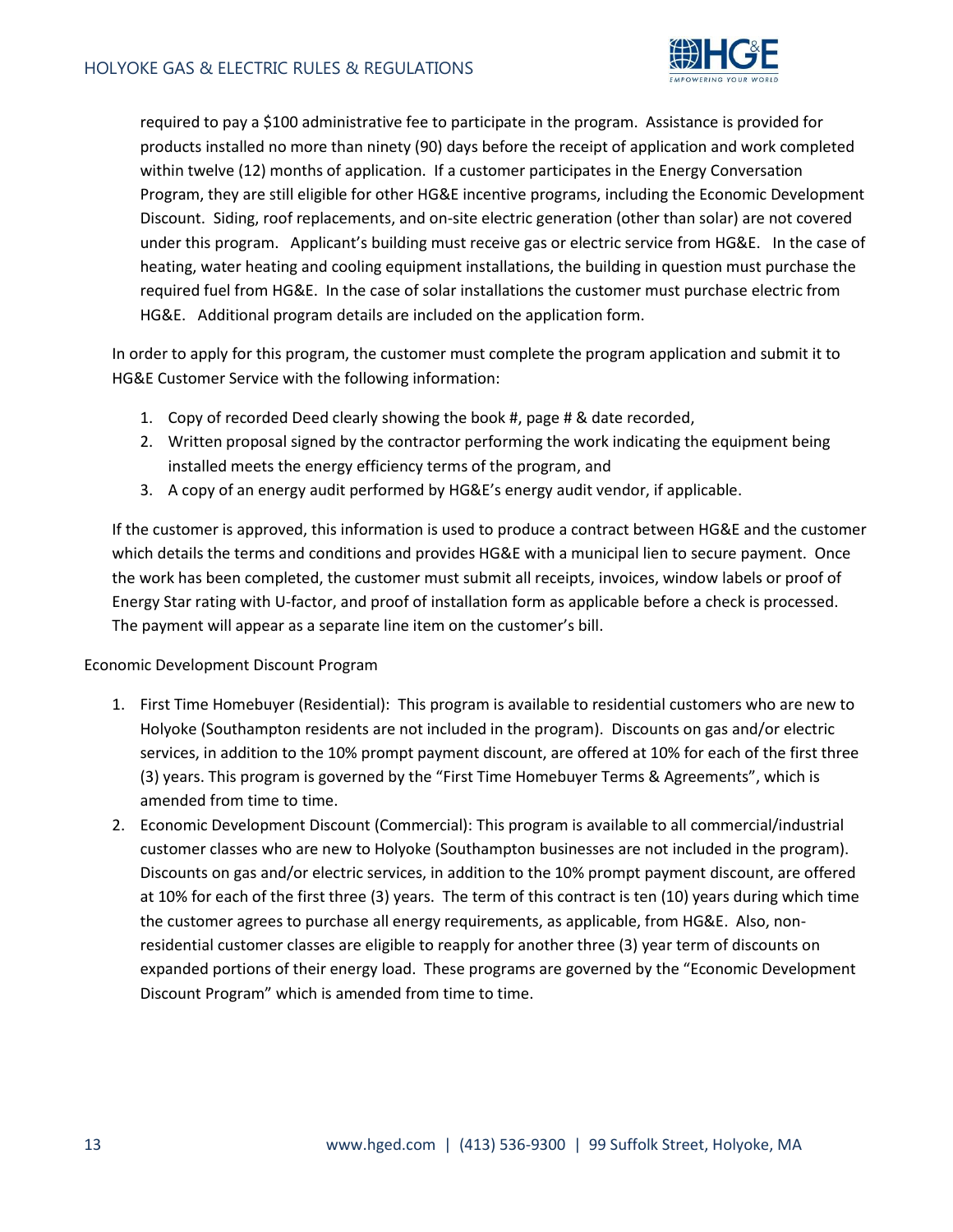required to pay a $100 administrative fee to participate in the program. Assistance is provided for products installed no more than ninety (90) days before the receipt of application and work completed within twelve (12) months of application. If a customer participates in the Energy Conversation Program, they are still eligible for other HG&E incentive programs, including the Economic Development Discount. Siding, roof replacements, and on-site electric generation (other than solar) are not covered under this program. Applicant's building must receive gas or electric service from HG&E. In the case of heating, water heating and cooling equipment installations, the building in question must purchase the required fuel from HG&E. In the case of solar installations the customer must purchase electric from HG&E. Additional program details are included on the application form.

In order to apply for this program, the customer must complete the program application and submit it to HG&E Customer Service with the following information:

1. Copy of recorded Deed clearly showing the book #, page # & date recorded,
2. Written proposal signed by the contractor performing the work indicating the equipment being installed meets the energy efficiency terms of the program, and
3. A copy of an energy audit performed by HG&E's energy audit vendor, if applicable.

If the customer is approved, this information is used to produce a contract between HG&E and the customer which details the terms and conditions and provides HG&E with a municipal lien to secure payment. Once the work has been completed, the customer must submit all receipts, invoices, window labels or proof of Energy Star rating with U-factor, and proof of installation form as applicable before a check is processed. The payment will appear as a separate line item on the customer's bill.

Economic Development Discount Program

1. First Time Homebuyer (Residential): This program is available to residential customers who are new to Holyoke (Southampton residents are not included in the program). Discounts on gas and/or electric services, in addition to the 10% prompt payment discount, are offered at 10% for each of the first three (3) years. This program is governed by the "First Time Homebuyer Terms & Agreements", which is amended from time to time.
2. Economic Development Discount (Commercial): This program is available to all commercial/industrial customer classes who are new to Holyoke (Southampton businesses are not included in the program). Discounts on gas and/or electric services, in addition to the 10% prompt payment discount, are offered at 10% for each of the first three (3) years. The term of this contract is ten (10) years during which time the customer agrees to purchase all energy requirements, as applicable, from HG&E. Also, non-residential customer classes are eligible to reapply for another three (3) year term of discounts on expanded portions of their energy load. These programs are governed by the "Economic Development Discount Program" which is amended from time to time.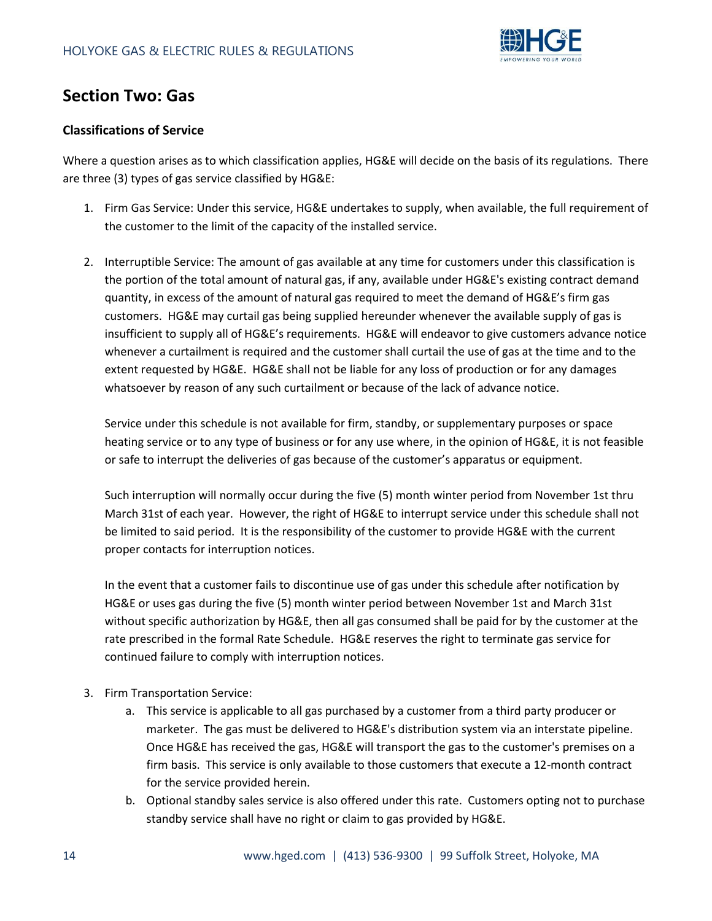## Section Two: Gas

### Classifications of Service

Where a question arises as to which classification applies, HG&E will decide on the basis of its regulations. There are three (3) types of gas service classified by HG&E:

1. Firm Gas Service: Under this service, HG&E undertakes to supply, when available, the full requirement of the customer to the limit of the capacity of the installed service.

2. Interruptible Service: The amount of gas available at any time for customers under this classification is the portion of the total amount of natural gas, if any, available under HG&E's existing contract demand quantity, in excess of the amount of natural gas required to meet the demand of HG&E's firm gas customers. HG&E may curtail gas being supplied hereunder whenever the available supply of gas is insufficient to supply all of HG&E's requirements. HG&E will endeavor to give customers advance notice whenever a curtailment is required and the customer shall curtail the use of gas at the time and to the extent requested by HG&E. HG&E shall not be liable for any loss of production or for any damages whatsoever by reason of any such curtailment or because of the lack of advance notice.

   Service under this schedule is not available for firm, standby, or supplementary purposes or space heating service or to any type of business or for any use where, in the opinion of HG&E, it is not feasible or safe to interrupt the deliveries of gas because of the customer's apparatus or equipment.

   Such interruption will normally occur during the five (5) month winter period from November 1st thru March 31st of each year. However, the right of HG&E to interrupt service under this schedule shall not be limited to said period. It is the responsibility of the customer to provide HG&E with the current proper contacts for interruption notices.

   In the event that a customer fails to discontinue use of gas under this schedule after notification by HG&E or uses gas during the five (5) month winter period between November 1st and March 31st without specific authorization by HG&E, then all gas consumed shall be paid for by the customer at the rate prescribed in the formal Rate Schedule. HG&E reserves the right to terminate gas service for continued failure to comply with interruption notices.

3. Firm Transportation Service:
   a. This service is applicable to all gas purchased by a customer from a third party producer or marketer. The gas must be delivered to HG&E's distribution system via an interstate pipeline. Once HG&E has received the gas, HG&E will transport the gas to the customer's premises on a firm basis. This service is only available to those customers that execute a 12-month contract for the service provided herein.
   b. Optional standby sales service is also offered under this rate. Customers opting not to purchase standby service shall have no right or claim to gas provided by HG&E.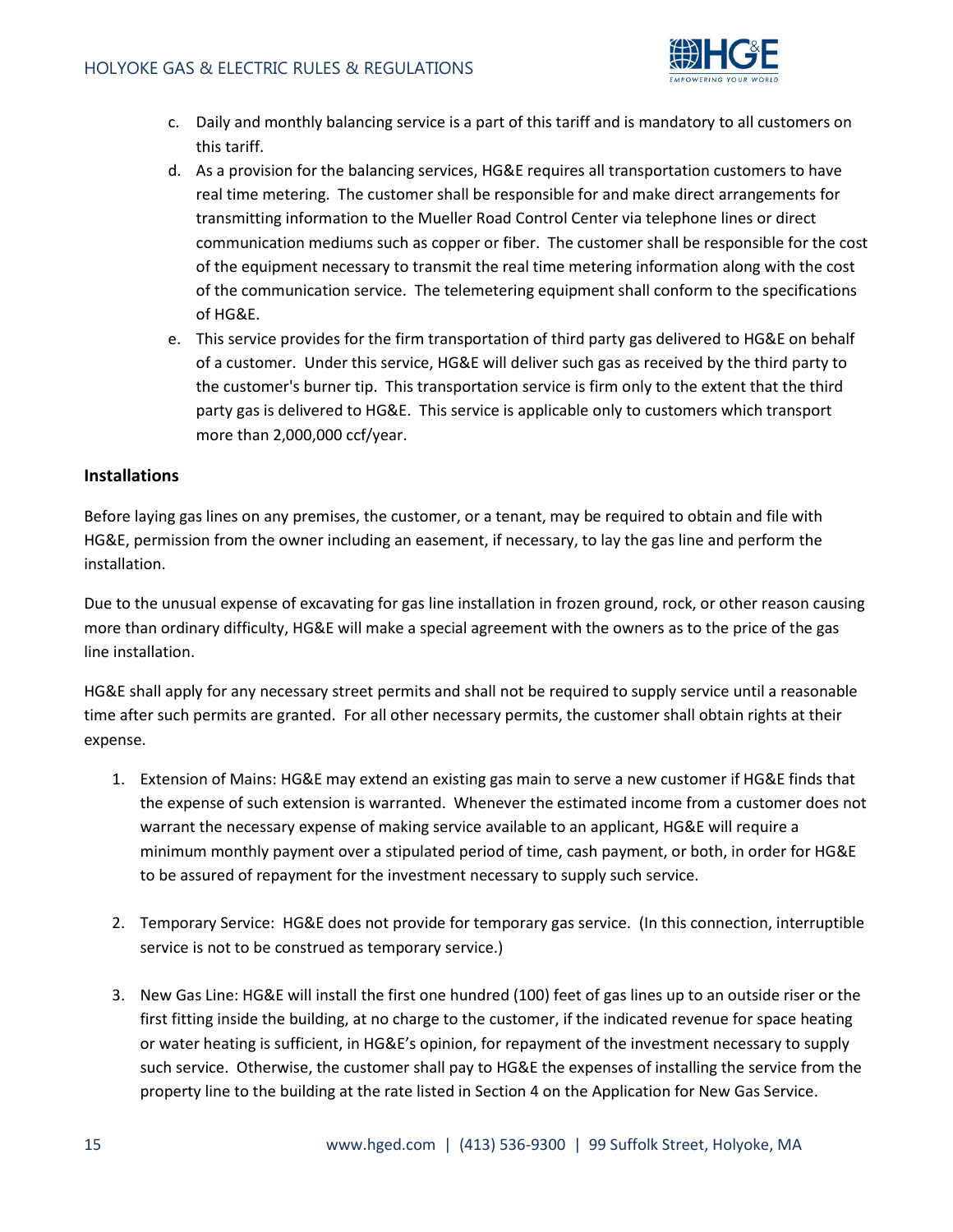c. Daily and monthly balancing service is a part of this tariff and is mandatory to all customers on this tariff.
d. As a provision for the balancing services, HG&E requires all transportation customers to have real time metering. The customer shall be responsible for and make direct arrangements for transmitting information to the Mueller Road Control Center via telephone lines or direct communication mediums such as copper or fiber. The customer shall be responsible for the cost of the equipment necessary to transmit the real time metering information along with the cost of the communication service. The telemetering equipment shall conform to the specifications of HG&E.
e. This service provides for the firm transportation of third party gas delivered to HG&E on behalf of a customer. Under this service, HG&E will deliver such gas as received by the third party to the customer's burner tip. This transportation service is firm only to the extent that the third party gas is delivered to HG&E. This service is applicable only to customers which transport more than 2,000,000 ccf/year.

**Installations**

Before laying gas lines on any premises, the customer, or a tenant, may be required to obtain and file with HG&E, permission from the owner including an easement, if necessary, to lay the gas line and perform the installation.

Due to the unusual expense of excavating for gas line installation in frozen ground, rock, or other reason causing more than ordinary difficulty, HG&E will make a special agreement with the owners as to the price of the gas line installation.

HG&E shall apply for any necessary street permits and shall not be required to supply service until a reasonable time after such permits are granted. For all other necessary permits, the customer shall obtain rights at their expense.

1. Extension of Mains: HG&E may extend an existing gas main to serve a new customer if HG&E finds that the expense of such extension is warranted. Whenever the estimated income from a customer does not warrant the necessary expense of making service available to an applicant, HG&E will require a minimum monthly payment over a stipulated period of time, cash payment, or both, in order for HG&E to be assured of repayment for the investment necessary to supply such service.

2. Temporary Service: HG&E does not provide for temporary gas service. (In this connection, interruptible service is not to be construed as temporary service.)

3. New Gas Line: HG&E will install the first one hundred (100) feet of gas lines up to an outside riser or the first fitting inside the building, at no charge to the customer, if the indicated revenue for space heating or water heating is sufficient, in HG&E's opinion, for repayment of the investment necessary to supply such service. Otherwise, the customer shall pay to HG&E the expenses of installing the service from the property line to the building at the rate listed in Section 4 on the Application for New Gas Service.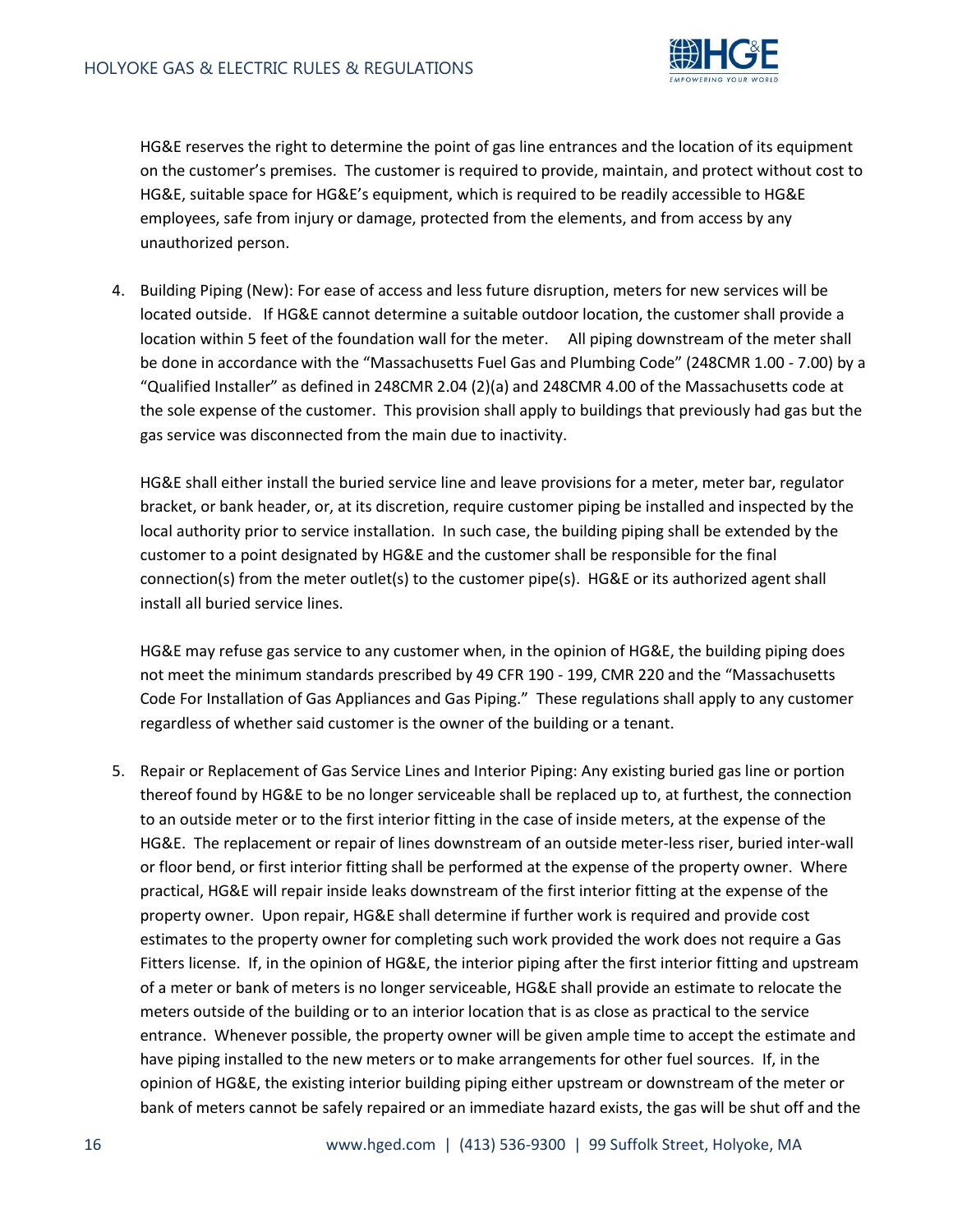HG&E reserves the right to determine the point of gas line entrances and the location of its equipment on the customer's premises. The customer is required to provide, maintain, and protect without cost to HG&E, suitable space for HG&E's equipment, which is required to be readily accessible to HG&E employees, safe from injury or damage, protected from the elements, and from access by any unauthorized person.

4. Building Piping (New): For ease of access and less future disruption, meters for new services will be located outside. If HG&E cannot determine a suitable outdoor location, the customer shall provide a location within 5 feet of the foundation wall for the meter. All piping downstream of the meter shall be done in accordance with the "Massachusetts Fuel Gas and Plumbing Code" (248CMR 1.00 - 7.00) by a "Qualified Installer" as defined in 248CMR 2.04 (2)(a) and 248CMR 4.00 of the Massachusetts code at the sole expense of the customer. This provision shall apply to buildings that previously had gas but the gas service was disconnected from the main due to inactivity.

   HG&E shall either install the buried service line and leave provisions for a meter, meter bar, regulator bracket, or bank header, or, at its discretion, require customer piping be installed and inspected by the local authority prior to service installation. In such case, the building piping shall be extended by the customer to a point designated by HG&E and the customer shall be responsible for the final connection(s) from the meter outlet(s) to the customer pipe(s). HG&E or its authorized agent shall install all buried service lines.

   HG&E may refuse gas service to any customer when, in the opinion of HG&E, the building piping does not meet the minimum standards prescribed by 49 CFR 190 - 199, CMR 220 and the "Massachusetts Code For Installation of Gas Appliances and Gas Piping." These regulations shall apply to any customer regardless of whether said customer is the owner of the building or a tenant.

5. Repair or Replacement of Gas Service Lines and Interior Piping: Any existing buried gas line or portion thereof found by HG&E to be no longer serviceable shall be replaced up to, at furthest, the connection to an outside meter or to the first interior fitting in the case of inside meters, at the expense of the HG&E. The replacement or repair of lines downstream of an outside meter-less riser, buried inter-wall or floor bend, or first interior fitting shall be performed at the expense of the property owner. Where practical, HG&E will repair inside leaks downstream of the first interior fitting at the expense of the property owner. Upon repair, HG&E shall determine if further work is required and provide cost estimates to the property owner for completing such work provided the work does not require a Gas Fitters license. If, in the opinion of HG&E, the interior piping after the first interior fitting and upstream of a meter or bank of meters is no longer serviceable, HG&E shall provide an estimate to relocate the meters outside of the building or to an interior location that is as close as practical to the service entrance. Whenever possible, the property owner will be given ample time to accept the estimate and have piping installed to the new meters or to make arrangements for other fuel sources. If, in the opinion of HG&E, the existing interior building piping either upstream or downstream of the meter or bank of meters cannot be safely repaired or an immediate hazard exists, the gas will be shut off and the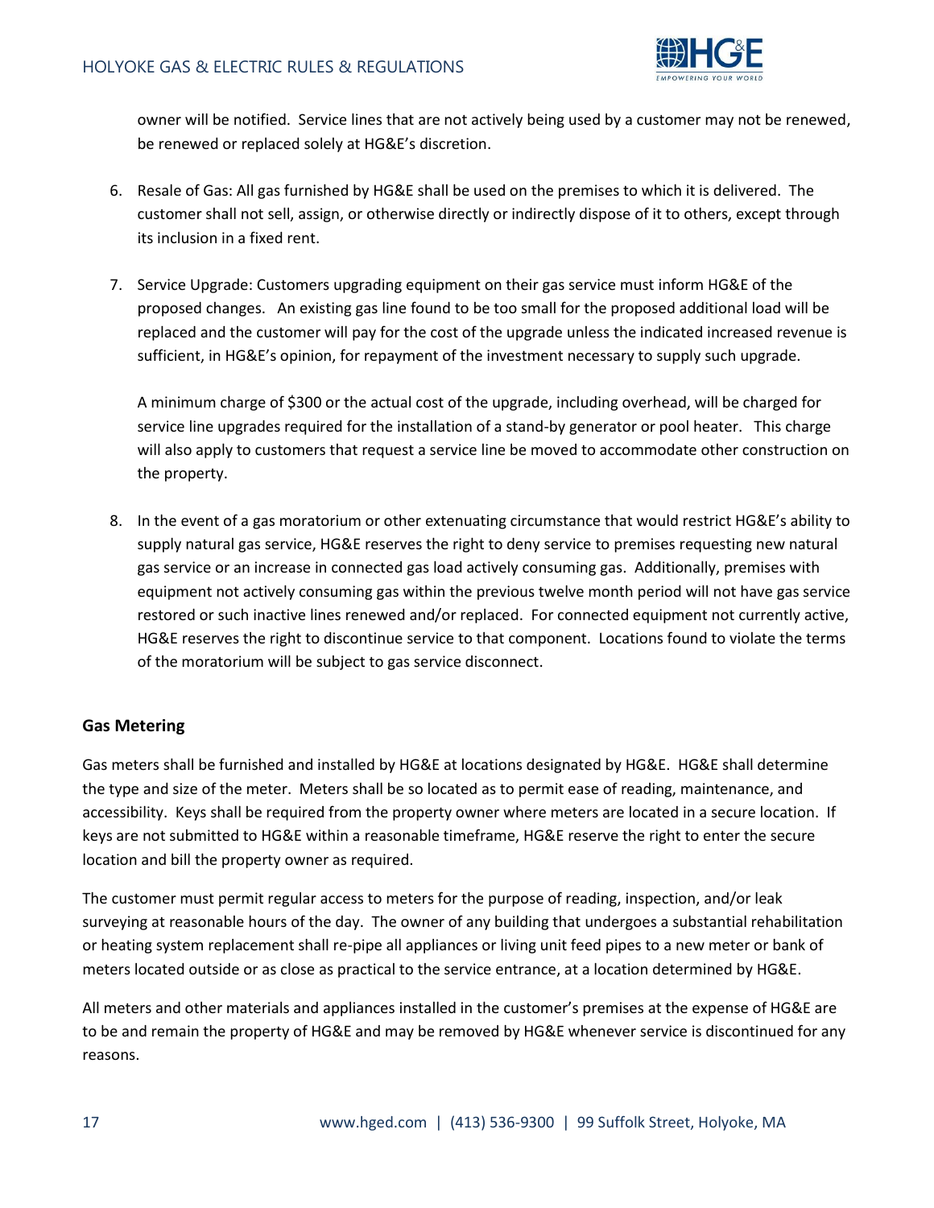owner will be notified. Service lines that are not actively being used by a customer may not be renewed, be renewed or replaced solely at HG&E's discretion.

6. Resale of Gas: All gas furnished by HG&E shall be used on the premises to which it is delivered. The customer shall not sell, assign, or otherwise directly or indirectly dispose of it to others, except through its inclusion in a fixed rent.

7. Service Upgrade: Customers upgrading equipment on their gas service must inform HG&E of the proposed changes. An existing gas line found to be too small for the proposed additional load will be replaced and the customer will pay for the cost of the upgrade unless the indicated increased revenue is sufficient, in HG&E's opinion, for repayment of the investment necessary to supply such upgrade.

   A minimum charge of $300 or the actual cost of the upgrade, including overhead, will be charged for service line upgrades required for the installation of a stand-by generator or pool heater. This charge will also apply to customers that request a service line be moved to accommodate other construction on the property.

8. In the event of a gas moratorium or other extenuating circumstance that would restrict HG&E's ability to supply natural gas service, HG&E reserves the right to deny service to premises requesting new natural gas service or an increase in connected gas load actively consuming gas. Additionally, premises with equipment not actively consuming gas within the previous twelve month period will not have gas service restored or such inactive lines renewed and/or replaced. For connected equipment not currently active, HG&E reserves the right to discontinue service to that component. Locations found to violate the terms of the moratorium will be subject to gas service disconnect.

**Gas Metering**

Gas meters shall be furnished and installed by HG&E at locations designated by HG&E. HG&E shall determine the type and size of the meter. Meters shall be so located as to permit ease of reading, maintenance, and accessibility. Keys shall be required from the property owner where meters are located in a secure location. If keys are not submitted to HG&E within a reasonable timeframe, HG&E reserve the right to enter the secure location and bill the property owner as required.

The customer must permit regular access to meters for the purpose of reading, inspection, and/or leak surveying at reasonable hours of the day. The owner of any building that undergoes a substantial rehabilitation or heating system replacement shall re-pipe all appliances or living unit feed pipes to a new meter or bank of meters located outside or as close as practical to the service entrance, at a location determined by HG&E.

All meters and other materials and appliances installed in the customer's premises at the expense of HG&E are to be and remain the property of HG&E and may be removed by HG&E whenever service is discontinued for any reasons.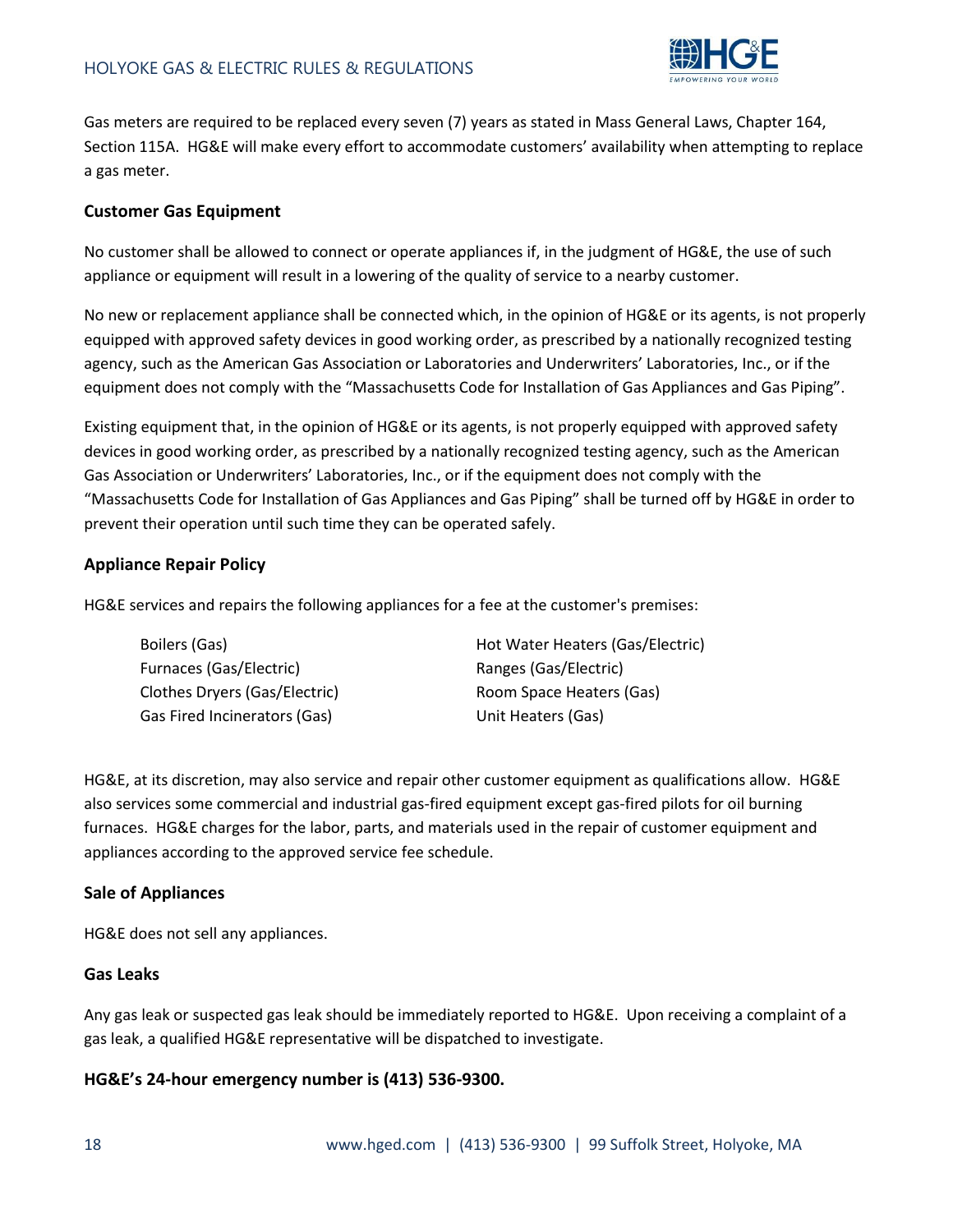Gas meters are required to be replaced every seven (7) years as stated in Mass General Laws, Chapter 164, Section 115A. HG&E will make every effort to accommodate customers' availability when attempting to replace a gas meter.

### Customer Gas Equipment

No customer shall be allowed to connect or operate appliances if, in the judgment of HG&E, the use of such appliance or equipment will result in a lowering of the quality of service to a nearby customer.

No new or replacement appliance shall be connected which, in the opinion of HG&E or its agents, is not properly equipped with approved safety devices in good working order, as prescribed by a nationally recognized testing agency, such as the American Gas Association or Laboratories and Underwriters' Laboratories, Inc., or if the equipment does not comply with the "Massachusetts Code for Installation of Gas Appliances and Gas Piping".

Existing equipment that, in the opinion of HG&E or its agents, is not properly equipped with approved safety devices in good working order, as prescribed by a nationally recognized testing agency, such as the American Gas Association or Underwriters' Laboratories, Inc., or if the equipment does not comply with the "Massachusetts Code for Installation of Gas Appliances and Gas Piping" shall be turned off by HG&E in order to prevent their operation until such time they can be operated safely.

### Appliance Repair Policy

HG&E services and repairs the following appliances for a fee at the customer's premises:

- Boilers (Gas)
- Furnaces (Gas/Electric)
- Clothes Dryers (Gas/Electric)
- Gas Fired Incinerators (Gas)
- Hot Water Heaters (Gas/Electric)
- Ranges (Gas/Electric)
- Room Space Heaters (Gas)
- Unit Heaters (Gas)

HG&E, at its discretion, may also service and repair other customer equipment as qualifications allow. HG&E also services some commercial and industrial gas-fired equipment except gas-fired pilots for oil burning furnaces. HG&E charges for the labor, parts, and materials used in the repair of customer equipment and appliances according to the approved service fee schedule.

### Sale of Appliances

HG&E does not sell any appliances.

### Gas Leaks

Any gas leak or suspected gas leak should be immediately reported to HG&E. Upon receiving a complaint of a gas leak, a qualified HG&E representative will be dispatched to investigate.

**HG&E's 24-hour emergency number is (413) 536-9300.**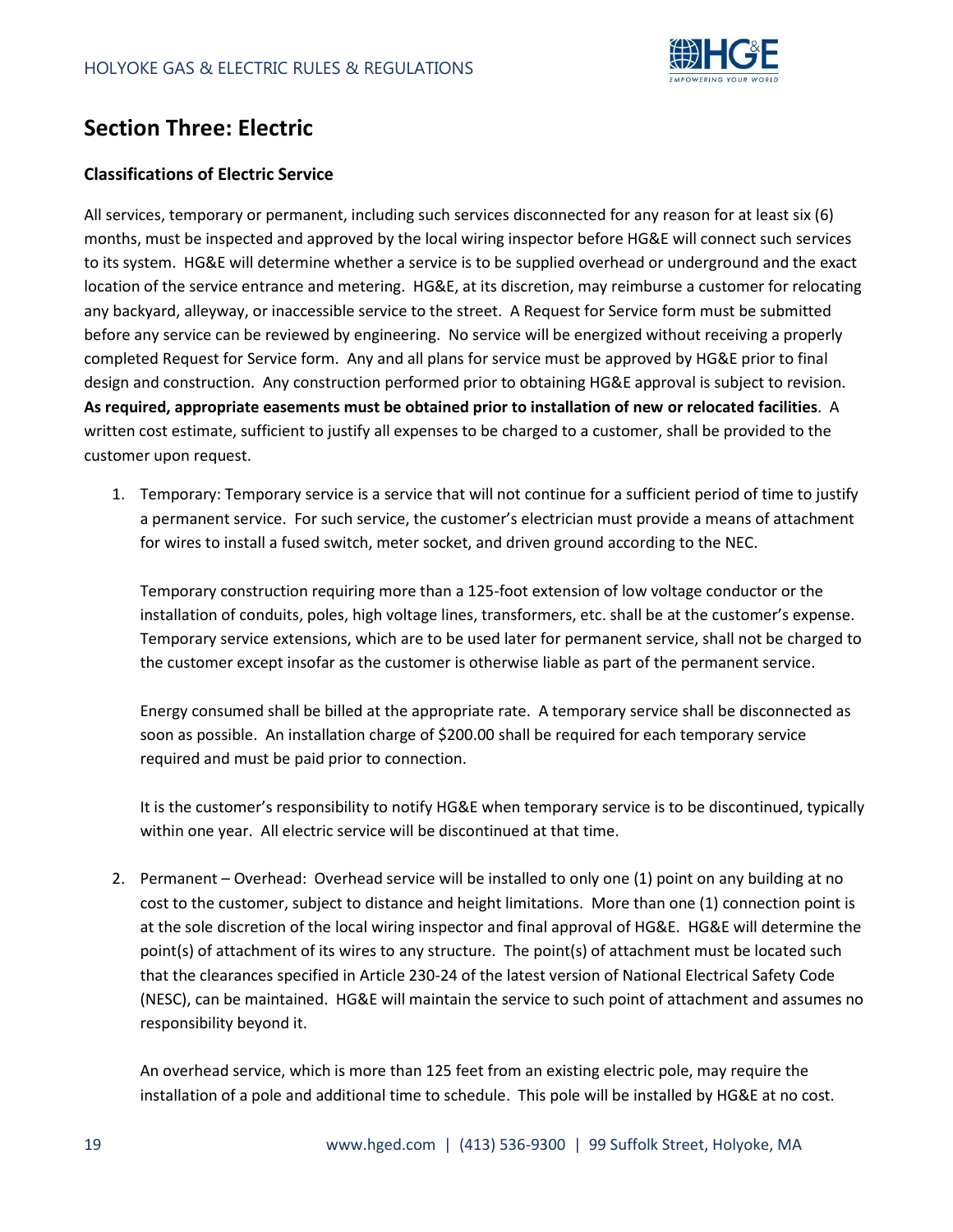# Section Three: Electric

## Classifications of Electric Service

All services, temporary or permanent, including such services disconnected for any reason for at least six (6) months, must be inspected and approved by the local wiring inspector before HG&E will connect such services to its system. HG&E will determine whether a service is to be supplied overhead or underground and the exact location of the service entrance and metering. HG&E, at its discretion, may reimburse a customer for relocating any backyard, alleyway, or inaccessible service to the street. A Request for Service form must be submitted before any service can be reviewed by engineering. No service will be energized without receiving a properly completed Request for Service form. Any and all plans for service must be approved by HG&E prior to final design and construction. Any construction performed prior to obtaining HG&E approval is subject to revision. **As required, appropriate easements must be obtained prior to installation of new or relocated facilities**. A written cost estimate, sufficient to justify all expenses to be charged to a customer, shall be provided to the customer upon request.

1. Temporary: Temporary service is a service that will not continue for a sufficient period of time to justify a permanent service. For such service, the customer's electrician must provide a means of attachment for wires to install a fused switch, meter socket, and driven ground according to the NEC.

   Temporary construction requiring more than a 125-foot extension of low voltage conductor or the installation of conduits, poles, high voltage lines, transformers, etc. shall be at the customer's expense. Temporary service extensions, which are to be used later for permanent service, shall not be charged to the customer except insofar as the customer is otherwise liable as part of the permanent service.

   Energy consumed shall be billed at the appropriate rate. A temporary service shall be disconnected as soon as possible. An installation charge of $200.00 shall be required for each temporary service required and must be paid prior to connection.

   It is the customer's responsibility to notify HG&E when temporary service is to be discontinued, typically within one year. All electric service will be discontinued at that time.

2. Permanent – Overhead: Overhead service will be installed to only one (1) point on any building at no cost to the customer, subject to distance and height limitations. More than one (1) connection point is at the sole discretion of the local wiring inspector and final approval of HG&E. HG&E will determine the point(s) of attachment of its wires to any structure. The point(s) of attachment must be located such that the clearances specified in Article 230-24 of the latest version of National Electrical Safety Code (NESC), can be maintained. HG&E will maintain the service to such point of attachment and assumes no responsibility beyond it.

   An overhead service, which is more than 125 feet from an existing electric pole, may require the installation of a pole and additional time to schedule. This pole will be installed by HG&E at no cost.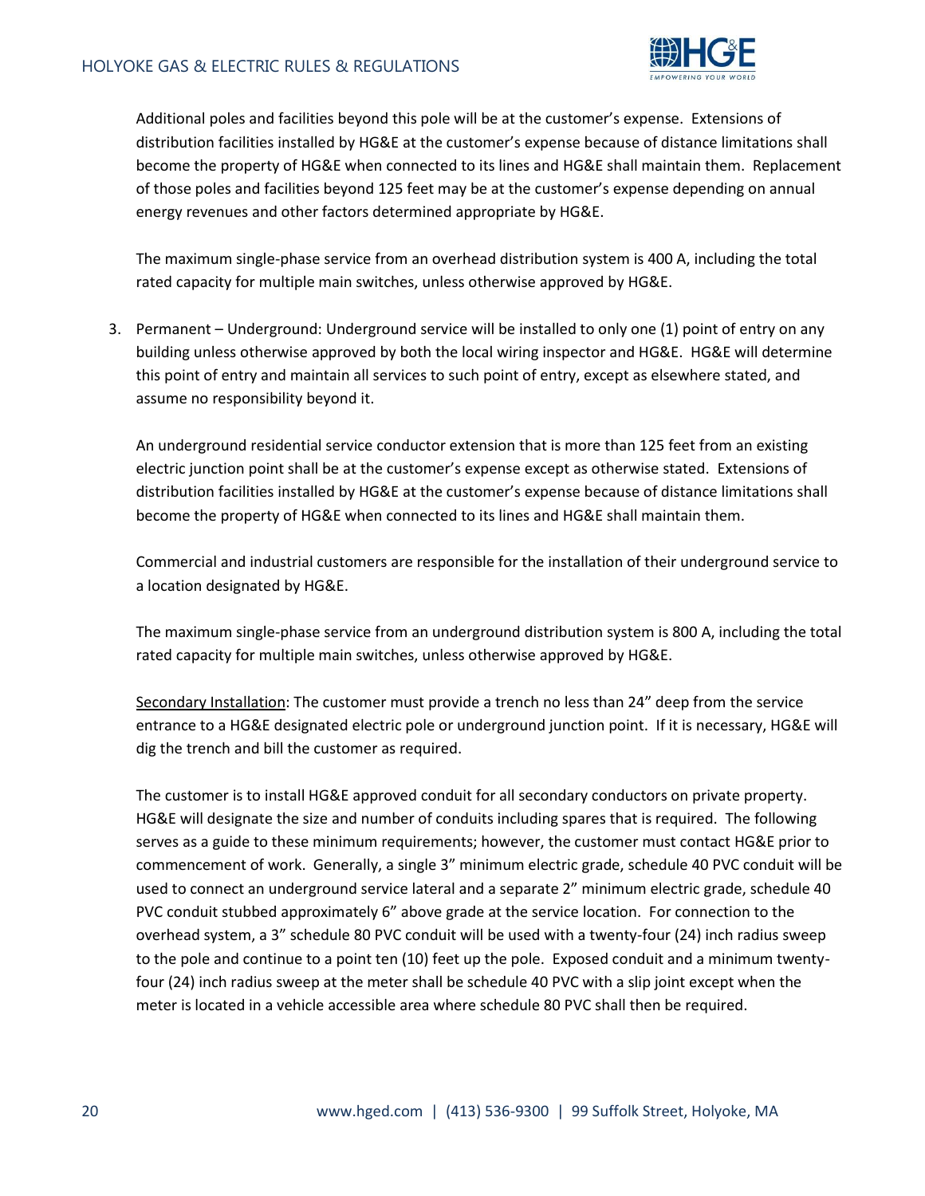Additional poles and facilities beyond this pole will be at the customer's expense. Extensions of distribution facilities installed by HG&E at the customer's expense because of distance limitations shall become the property of HG&E when connected to its lines and HG&E shall maintain them. Replacement of those poles and facilities beyond 125 feet may be at the customer's expense depending on annual energy revenues and other factors determined appropriate by HG&E.

The maximum single-phase service from an overhead distribution system is 400 A, including the total rated capacity for multiple main switches, unless otherwise approved by HG&E.

3. Permanent – Underground: Underground service will be installed to only one (1) point of entry on any building unless otherwise approved by both the local wiring inspector and HG&E. HG&E will determine this point of entry and maintain all services to such point of entry, except as elsewhere stated, and assume no responsibility beyond it.

   An underground residential service conductor extension that is more than 125 feet from an existing electric junction point shall be at the customer's expense except as otherwise stated. Extensions of distribution facilities installed by HG&E at the customer's expense because of distance limitations shall become the property of HG&E when connected to its lines and HG&E shall maintain them.

   Commercial and industrial customers are responsible for the installation of their underground service to a location designated by HG&E.

   The maximum single-phase service from an underground distribution system is 800 A, including the total rated capacity for multiple main switches, unless otherwise approved by HG&E.

   <u>Secondary Installation</u>: The customer must provide a trench no less than 24" deep from the service entrance to a HG&E designated electric pole or underground junction point. If it is necessary, HG&E will dig the trench and bill the customer as required.

   The customer is to install HG&E approved conduit for all secondary conductors on private property. HG&E will designate the size and number of conduits including spares that is required. The following serves as a guide to these minimum requirements; however, the customer must contact HG&E prior to commencement of work. Generally, a single 3" minimum electric grade, schedule 40 PVC conduit will be used to connect an underground service lateral and a separate 2" minimum electric grade, schedule 40 PVC conduit stubbed approximately 6" above grade at the service location. For connection to the overhead system, a 3" schedule 80 PVC conduit will be used with a twenty-four (24) inch radius sweep to the pole and continue to a point ten (10) feet up the pole. Exposed conduit and a minimum twenty-four (24) inch radius sweep at the meter shall be schedule 40 PVC with a slip joint except when the meter is located in a vehicle accessible area where schedule 80 PVC shall then be required.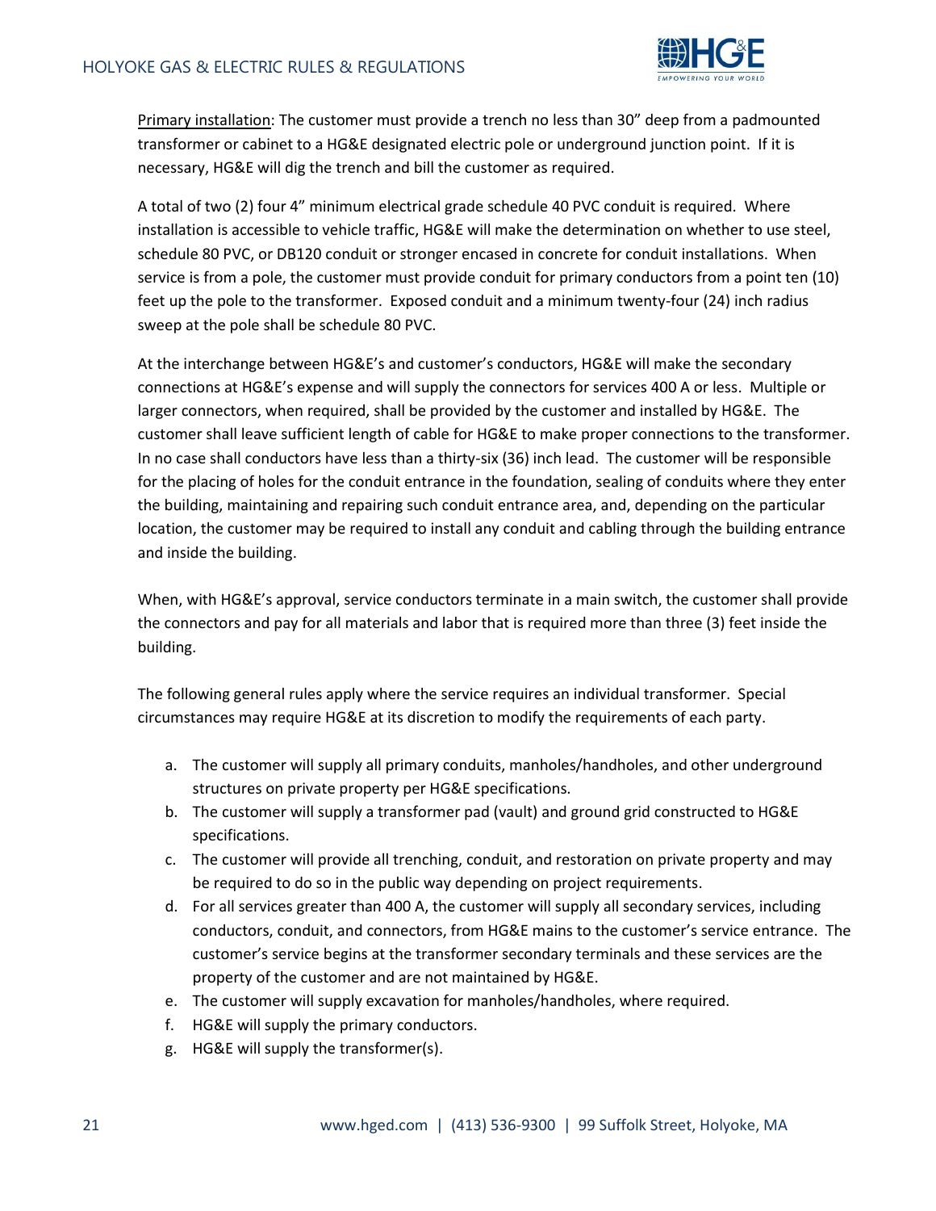Primary installation: The customer must provide a trench no less than 30” deep from a padmounted transformer or cabinet to a HG&E designated electric pole or underground junction point. If it is necessary, HG&E will dig the trench and bill the customer as required.

A total of two (2) four 4” minimum electrical grade schedule 40 PVC conduit is required. Where installation is accessible to vehicle traffic, HG&E will make the determination on whether to use steel, schedule 80 PVC, or DB120 conduit or stronger encased in concrete for conduit installations. When service is from a pole, the customer must provide conduit for primary conductors from a point ten (10) feet up the pole to the transformer. Exposed conduit and a minimum twenty-four (24) inch radius sweep at the pole shall be schedule 80 PVC.

At the interchange between HG&E’s and customer’s conductors, HG&E will make the secondary connections at HG&E’s expense and will supply the connectors for services 400 A or less. Multiple or larger connectors, when required, shall be provided by the customer and installed by HG&E. The customer shall leave sufficient length of cable for HG&E to make proper connections to the transformer. In no case shall conductors have less than a thirty-six (36) inch lead. The customer will be responsible for the placing of holes for the conduit entrance in the foundation, sealing of conduits where they enter the building, maintaining and repairing such conduit entrance area, and, depending on the particular location, the customer may be required to install any conduit and cabling through the building entrance and inside the building.

When, with HG&E’s approval, service conductors terminate in a main switch, the customer shall provide the connectors and pay for all materials and labor that is required more than three (3) feet inside the building.

The following general rules apply where the service requires an individual transformer. Special circumstances may require HG&E at its discretion to modify the requirements of each party.

a. The customer will supply all primary conduits, manholes/handholes, and other underground structures on private property per HG&E specifications.
b. The customer will supply a transformer pad (vault) and ground grid constructed to HG&E specifications.
c. The customer will provide all trenching, conduit, and restoration on private property and may be required to do so in the public way depending on project requirements.
d. For all services greater than 400 A, the customer will supply all secondary services, including conductors, conduit, and connectors, from HG&E mains to the customer’s service entrance. The customer’s service begins at the transformer secondary terminals and these services are the property of the customer and are not maintained by HG&E.
e. The customer will supply excavation for manholes/handholes, where required.
f. HG&E will supply the primary conductors.
g. HG&E will supply the transformer(s).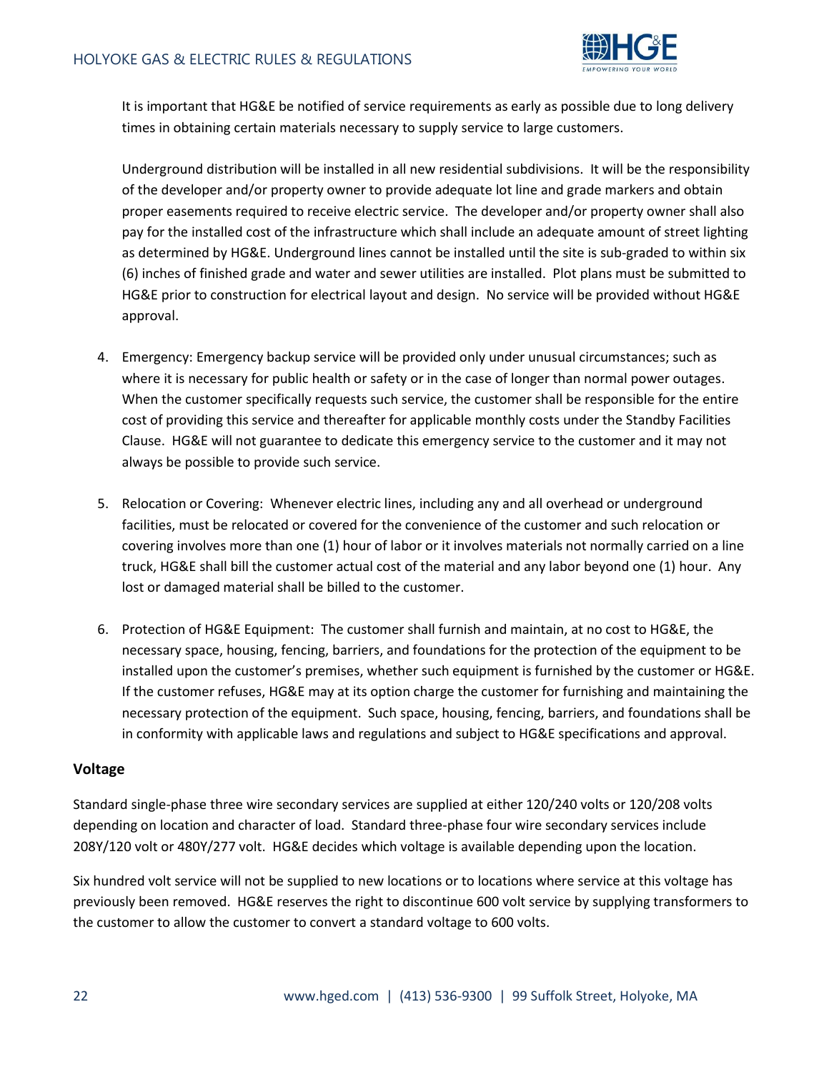It is important that HG&E be notified of service requirements as early as possible due to long delivery times in obtaining certain materials necessary to supply service to large customers.

Underground distribution will be installed in all new residential subdivisions. It will be the responsibility of the developer and/or property owner to provide adequate lot line and grade markers and obtain proper easements required to receive electric service. The developer and/or property owner shall also pay for the installed cost of the infrastructure which shall include an adequate amount of street lighting as determined by HG&E. Underground lines cannot be installed until the site is sub-graded to within six (6) inches of finished grade and water and sewer utilities are installed. Plot plans must be submitted to HG&E prior to construction for electrical layout and design. No service will be provided without HG&E approval.

4. Emergency: Emergency backup service will be provided only under unusual circumstances; such as where it is necessary for public health or safety or in the case of longer than normal power outages. When the customer specifically requests such service, the customer shall be responsible for the entire cost of providing this service and thereafter for applicable monthly costs under the Standby Facilities Clause. HG&E will not guarantee to dedicate this emergency service to the customer and it may not always be possible to provide such service.

5. Relocation or Covering: Whenever electric lines, including any and all overhead or underground facilities, must be relocated or covered for the convenience of the customer and such relocation or covering involves more than one (1) hour of labor or it involves materials not normally carried on a line truck, HG&E shall bill the customer actual cost of the material and any labor beyond one (1) hour. Any lost or damaged material shall be billed to the customer.

6. Protection of HG&E Equipment: The customer shall furnish and maintain, at no cost to HG&E, the necessary space, housing, fencing, barriers, and foundations for the protection of the equipment to be installed upon the customer's premises, whether such equipment is furnished by the customer or HG&E. If the customer refuses, HG&E may at its option charge the customer for furnishing and maintaining the necessary protection of the equipment. Such space, housing, fencing, barriers, and foundations shall be in conformity with applicable laws and regulations and subject to HG&E specifications and approval.

### Voltage

Standard single-phase three wire secondary services are supplied at either 120/240 volts or 120/208 volts depending on location and character of load. Standard three-phase four wire secondary services include 208Y/120 volt or 480Y/277 volt. HG&E decides which voltage is available depending upon the location.

Six hundred volt service will not be supplied to new locations or to locations where service at this voltage has previously been removed. HG&E reserves the right to discontinue 600 volt service by supplying transformers to the customer to allow the customer to convert a standard voltage to 600 volts.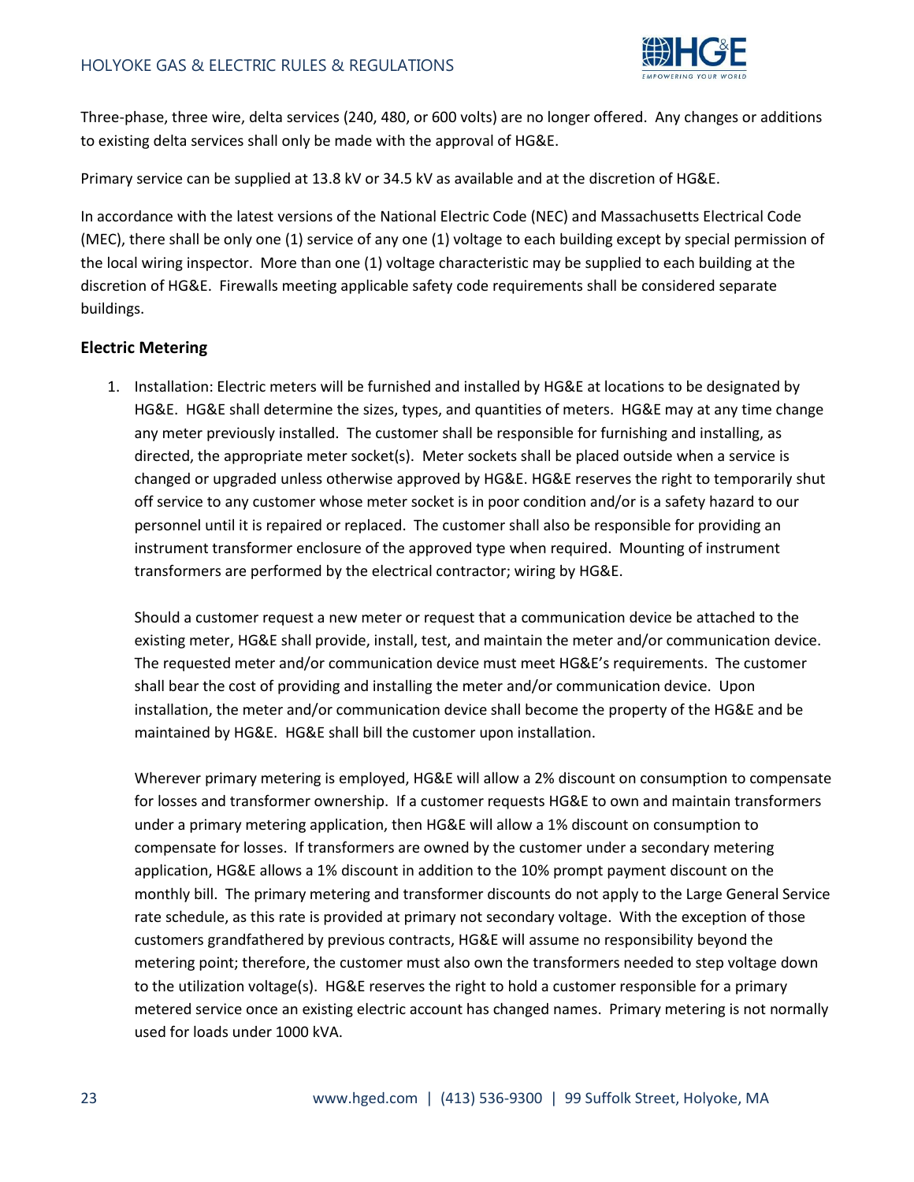Three-phase, three wire, delta services (240, 480, or 600 volts) are no longer offered. Any changes or additions to existing delta services shall only be made with the approval of HG&E.

Primary service can be supplied at 13.8 kV or 34.5 kV as available and at the discretion of HG&E.

In accordance with the latest versions of the National Electric Code (NEC) and Massachusetts Electrical Code (MEC), there shall be only one (1) service of any one (1) voltage to each building except by special permission of the local wiring inspector. More than one (1) voltage characteristic may be supplied to each building at the discretion of HG&E. Firewalls meeting applicable safety code requirements shall be considered separate buildings.

**Electric Metering**

1. Installation: Electric meters will be furnished and installed by HG&E at locations to be designated by HG&E. HG&E shall determine the sizes, types, and quantities of meters. HG&E may at any time change any meter previously installed. The customer shall be responsible for furnishing and installing, as directed, the appropriate meter socket(s). Meter sockets shall be placed outside when a service is changed or upgraded unless otherwise approved by HG&E. HG&E reserves the right to temporarily shut off service to any customer whose meter socket is in poor condition and/or is a safety hazard to our personnel until it is repaired or replaced. The customer shall also be responsible for providing an instrument transformer enclosure of the approved type when required. Mounting of instrument transformers are performed by the electrical contractor; wiring by HG&E.

   Should a customer request a new meter or request that a communication device be attached to the existing meter, HG&E shall provide, install, test, and maintain the meter and/or communication device. The requested meter and/or communication device must meet HG&E's requirements. The customer shall bear the cost of providing and installing the meter and/or communication device. Upon installation, the meter and/or communication device shall become the property of the HG&E and be maintained by HG&E. HG&E shall bill the customer upon installation.

   Wherever primary metering is employed, HG&E will allow a 2% discount on consumption to compensate for losses and transformer ownership. If a customer requests HG&E to own and maintain transformers under a primary metering application, then HG&E will allow a 1% discount on consumption to compensate for losses. If transformers are owned by the customer under a secondary metering application, HG&E allows a 1% discount in addition to the 10% prompt payment discount on the monthly bill. The primary metering and transformer discounts do not apply to the Large General Service rate schedule, as this rate is provided at primary not secondary voltage. With the exception of those customers grandfathered by previous contracts, HG&E will assume no responsibility beyond the metering point; therefore, the customer must also own the transformers needed to step voltage down to the utilization voltage(s). HG&E reserves the right to hold a customer responsible for a primary metered service once an existing electric account has changed names. Primary metering is not normally used for loads under 1000 kVA.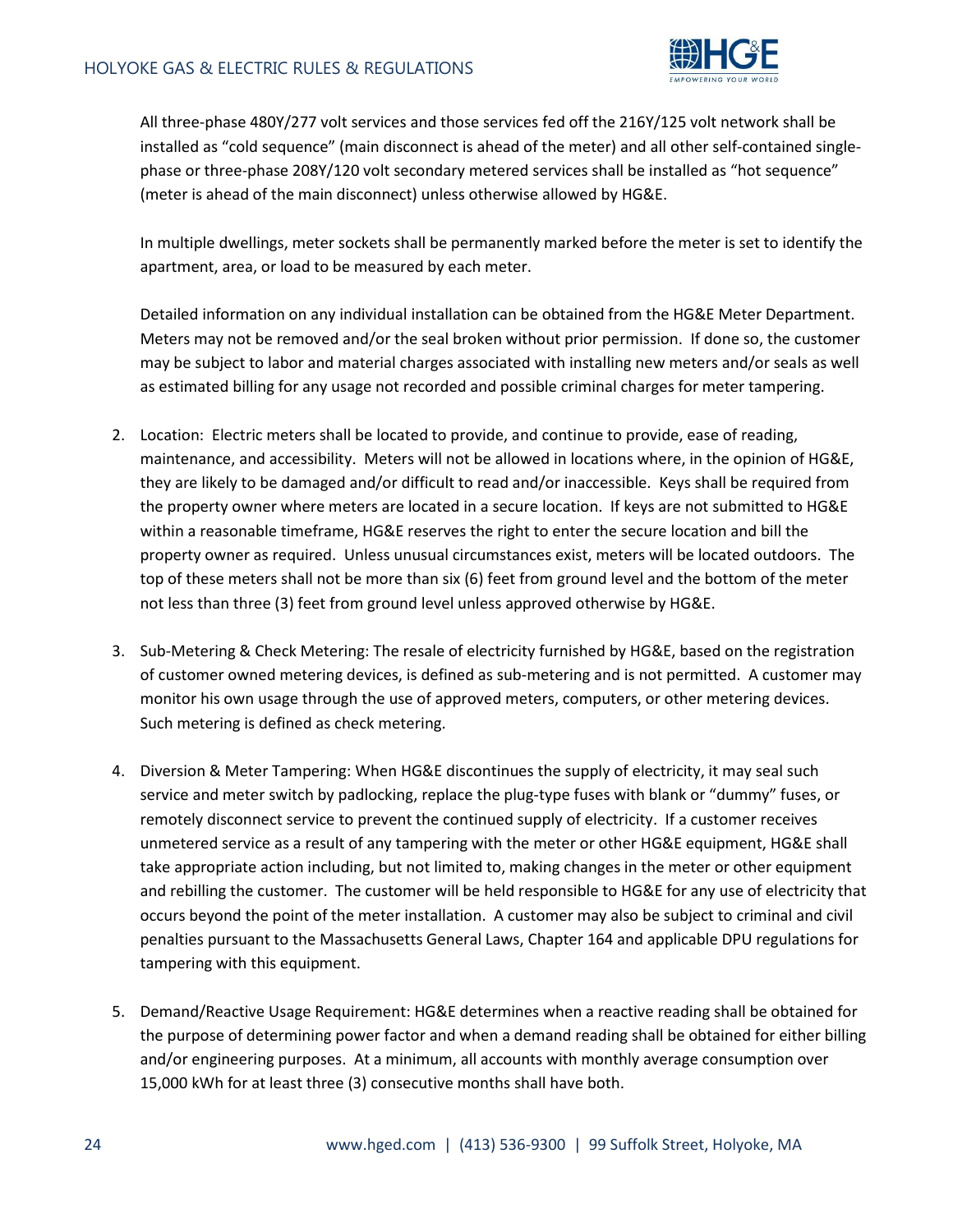All three-phase 480Y/277 volt services and those services fed off the 216Y/125 volt network shall be installed as "cold sequence" (main disconnect is ahead of the meter) and all other self-contained single-phase or three-phase 208Y/120 volt secondary metered services shall be installed as "hot sequence" (meter is ahead of the main disconnect) unless otherwise allowed by HG&E.

In multiple dwellings, meter sockets shall be permanently marked before the meter is set to identify the apartment, area, or load to be measured by each meter.

Detailed information on any individual installation can be obtained from the HG&E Meter Department. Meters may not be removed and/or the seal broken without prior permission. If done so, the customer may be subject to labor and material charges associated with installing new meters and/or seals as well as estimated billing for any usage not recorded and possible criminal charges for meter tampering.

2. Location: Electric meters shall be located to provide, and continue to provide, ease of reading, maintenance, and accessibility. Meters will not be allowed in locations where, in the opinion of HG&E, they are likely to be damaged and/or difficult to read and/or inaccessible. Keys shall be required from the property owner where meters are located in a secure location. If keys are not submitted to HG&E within a reasonable timeframe, HG&E reserves the right to enter the secure location and bill the property owner as required. Unless unusual circumstances exist, meters will be located outdoors. The top of these meters shall not be more than six (6) feet from ground level and the bottom of the meter not less than three (3) feet from ground level unless approved otherwise by HG&E.

3. Sub-Metering & Check Metering: The resale of electricity furnished by HG&E, based on the registration of customer owned metering devices, is defined as sub-metering and is not permitted. A customer may monitor his own usage through the use of approved meters, computers, or other metering devices. Such metering is defined as check metering.

4. Diversion & Meter Tampering: When HG&E discontinues the supply of electricity, it may seal such service and meter switch by padlocking, replace the plug-type fuses with blank or "dummy" fuses, or remotely disconnect service to prevent the continued supply of electricity. If a customer receives unmetered service as a result of any tampering with the meter or other HG&E equipment, HG&E shall take appropriate action including, but not limited to, making changes in the meter or other equipment and rebilling the customer. The customer will be held responsible to HG&E for any use of electricity that occurs beyond the point of the meter installation. A customer may also be subject to criminal and civil penalties pursuant to the Massachusetts General Laws, Chapter 164 and applicable DPU regulations for tampering with this equipment.

5. Demand/Reactive Usage Requirement: HG&E determines when a reactive reading shall be obtained for the purpose of determining power factor and when a demand reading shall be obtained for either billing and/or engineering purposes. At a minimum, all accounts with monthly average consumption over 15,000 kWh for at least three (3) consecutive months shall have both.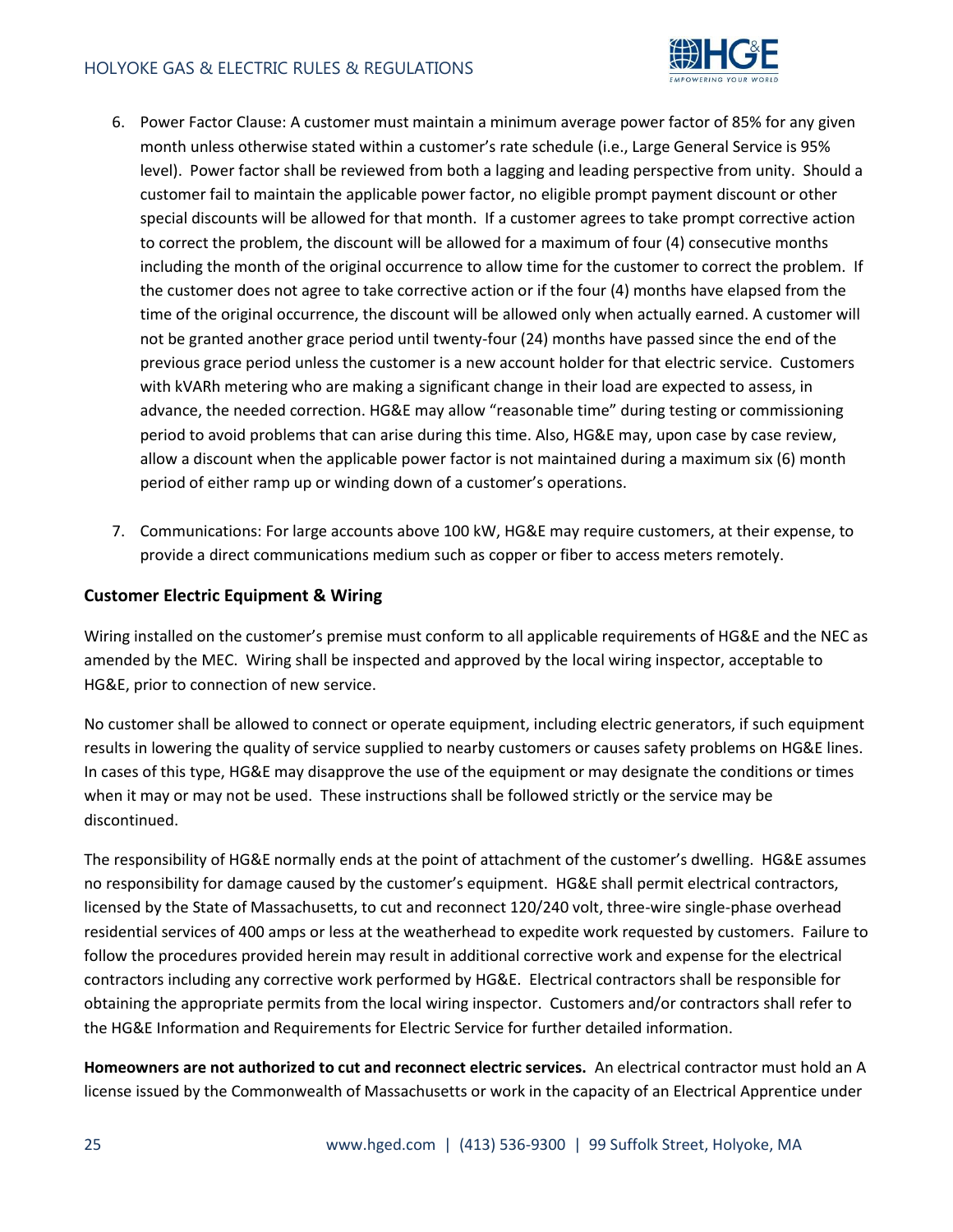6. Power Factor Clause: A customer must maintain a minimum average power factor of 85% for any given month unless otherwise stated within a customer's rate schedule (i.e., Large General Service is 95% level). Power factor shall be reviewed from both a lagging and leading perspective from unity. Should a customer fail to maintain the applicable power factor, no eligible prompt payment discount or other special discounts will be allowed for that month. If a customer agrees to take prompt corrective action to correct the problem, the discount will be allowed for a maximum of four (4) consecutive months including the month of the original occurrence to allow time for the customer to correct the problem. If the customer does not agree to take corrective action or if the four (4) months have elapsed from the time of the original occurrence, the discount will be allowed only when actually earned. A customer will not be granted another grace period until twenty-four (24) months have passed since the end of the previous grace period unless the customer is a new account holder for that electric service. Customers with kVARh metering who are making a significant change in their load are expected to assess, in advance, the needed correction. HG&E may allow "reasonable time" during testing or commissioning period to avoid problems that can arise during this time. Also, HG&E may, upon case by case review, allow a discount when the applicable power factor is not maintained during a maximum six (6) month period of either ramp up or winding down of a customer's operations.

7. Communications: For large accounts above 100 kW, HG&E may require customers, at their expense, to provide a direct communications medium such as copper or fiber to access meters remotely.

### Customer Electric Equipment & Wiring

Wiring installed on the customer's premise must conform to all applicable requirements of HG&E and the NEC as amended by the MEC. Wiring shall be inspected and approved by the local wiring inspector, acceptable to HG&E, prior to connection of new service.

No customer shall be allowed to connect or operate equipment, including electric generators, if such equipment results in lowering the quality of service supplied to nearby customers or causes safety problems on HG&E lines. In cases of this type, HG&E may disapprove the use of the equipment or may designate the conditions or times when it may or may not be used. These instructions shall be followed strictly or the service may be discontinued.

The responsibility of HG&E normally ends at the point of attachment of the customer's dwelling. HG&E assumes no responsibility for damage caused by the customer's equipment. HG&E shall permit electrical contractors, licensed by the State of Massachusetts, to cut and reconnect 120/240 volt, three-wire single-phase overhead residential services of 400 amps or less at the weatherhead to expedite work requested by customers. Failure to follow the procedures provided herein may result in additional corrective work and expense for the electrical contractors including any corrective work performed by HG&E. Electrical contractors shall be responsible for obtaining the appropriate permits from the local wiring inspector. Customers and/or contractors shall refer to the HG&E Information and Requirements for Electric Service for further detailed information.

**Homeowners are not authorized to cut and reconnect electric services.** An electrical contractor must hold an A license issued by the Commonwealth of Massachusetts or work in the capacity of an Electrical Apprentice under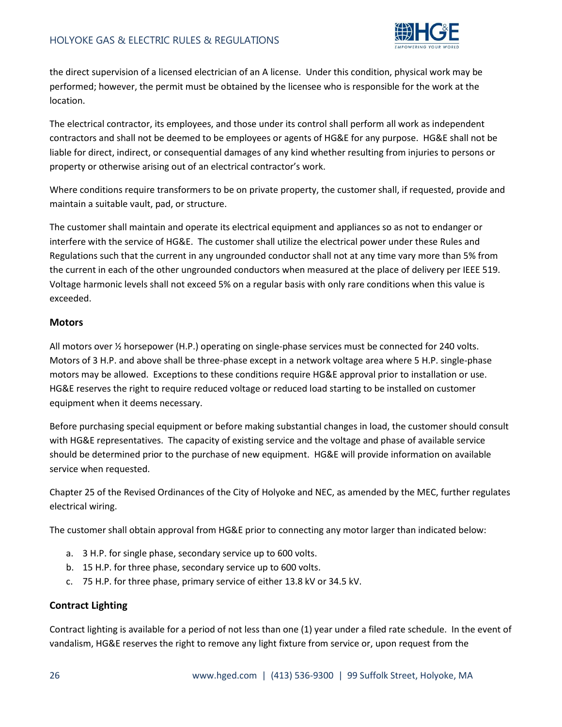the direct supervision of a licensed electrician of an A license. Under this condition, physical work may be performed; however, the permit must be obtained by the licensee who is responsible for the work at the location.

The electrical contractor, its employees, and those under its control shall perform all work as independent contractors and shall not be deemed to be employees or agents of HG&E for any purpose. HG&E shall not be liable for direct, indirect, or consequential damages of any kind whether resulting from injuries to persons or property or otherwise arising out of an electrical contractor's work.

Where conditions require transformers to be on private property, the customer shall, if requested, provide and maintain a suitable vault, pad, or structure.

The customer shall maintain and operate its electrical equipment and appliances so as not to endanger or interfere with the service of HG&E. The customer shall utilize the electrical power under these Rules and Regulations such that the current in any ungrounded conductor shall not at any time vary more than 5% from the current in each of the other ungrounded conductors when measured at the place of delivery per IEEE 519. Voltage harmonic levels shall not exceed 5% on a regular basis with only rare conditions when this value is exceeded.

### Motors

All motors over ½ horsepower (H.P.) operating on single-phase services must be connected for 240 volts. Motors of 3 H.P. and above shall be three-phase except in a network voltage area where 5 H.P. single-phase motors may be allowed. Exceptions to these conditions require HG&E approval prior to installation or use. HG&E reserves the right to require reduced voltage or reduced load starting to be installed on customer equipment when it deems necessary.

Before purchasing special equipment or before making substantial changes in load, the customer should consult with HG&E representatives. The capacity of existing service and the voltage and phase of available service should be determined prior to the purchase of new equipment. HG&E will provide information on available service when requested.

Chapter 25 of the Revised Ordinances of the City of Holyoke and NEC, as amended by the MEC, further regulates electrical wiring.

The customer shall obtain approval from HG&E prior to connecting any motor larger than indicated below:

a. 3 H.P. for single phase, secondary service up to 600 volts.
b. 15 H.P. for three phase, secondary service up to 600 volts.
c. 75 H.P. for three phase, primary service of either 13.8 kV or 34.5 kV.

### Contract Lighting

Contract lighting is available for a period of not less than one (1) year under a filed rate schedule. In the event of vandalism, HG&E reserves the right to remove any light fixture from service or, upon request from the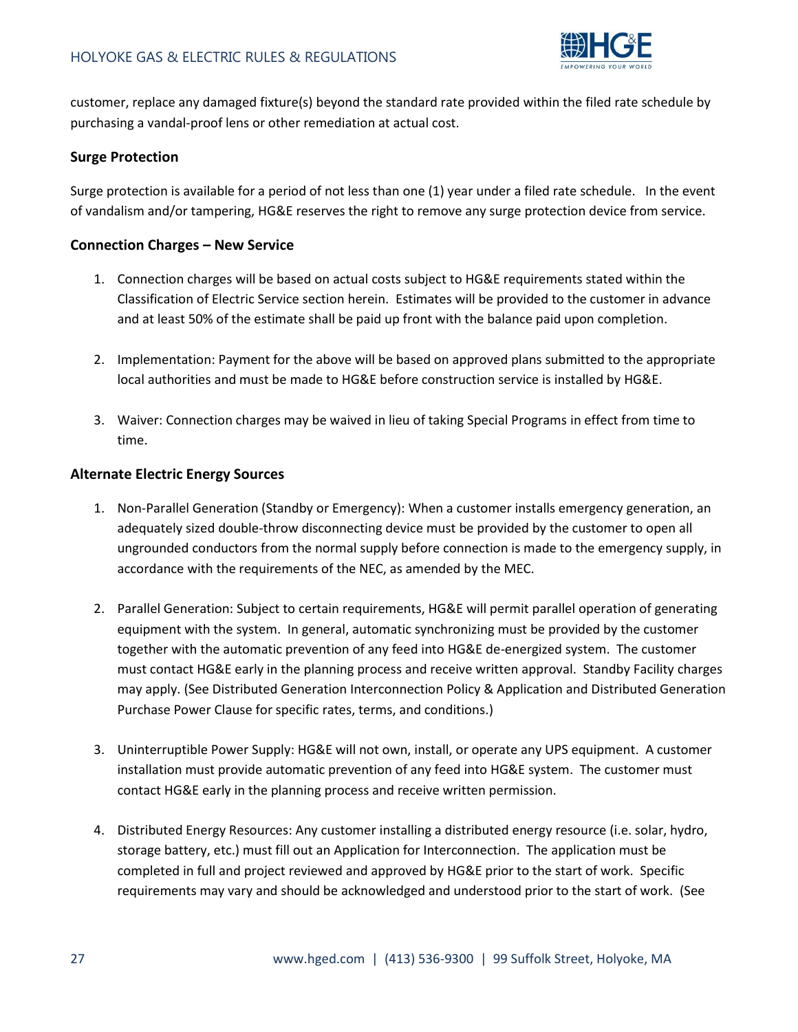customer, replace any damaged fixture(s) beyond the standard rate provided within the filed rate schedule by purchasing a vandal-proof lens or other remediation at actual cost.

### Surge Protection

Surge protection is available for a period of not less than one (1) year under a filed rate schedule. In the event of vandalism and/or tampering, HG&E reserves the right to remove any surge protection device from service.

### Connection Charges – New Service

1. Connection charges will be based on actual costs subject to HG&E requirements stated within the Classification of Electric Service section herein. Estimates will be provided to the customer in advance and at least 50% of the estimate shall be paid up front with the balance paid upon completion.

2. Implementation: Payment for the above will be based on approved plans submitted to the appropriate local authorities and must be made to HG&E before construction service is installed by HG&E.

3. Waiver: Connection charges may be waived in lieu of taking Special Programs in effect from time to time.

### Alternate Electric Energy Sources

1. Non-Parallel Generation (Standby or Emergency): When a customer installs emergency generation, an adequately sized double-throw disconnecting device must be provided by the customer to open all ungrounded conductors from the normal supply before connection is made to the emergency supply, in accordance with the requirements of the NEC, as amended by the MEC.

2. Parallel Generation: Subject to certain requirements, HG&E will permit parallel operation of generating equipment with the system. In general, automatic synchronizing must be provided by the customer together with the automatic prevention of any feed into HG&E de-energized system. The customer must contact HG&E early in the planning process and receive written approval. Standby Facility charges may apply. (See Distributed Generation Interconnection Policy & Application and Distributed Generation Purchase Power Clause for specific rates, terms, and conditions.)

3. Uninterruptible Power Supply: HG&E will not own, install, or operate any UPS equipment. A customer installation must provide automatic prevention of any feed into HG&E system. The customer must contact HG&E early in the planning process and receive written permission.

4. Distributed Energy Resources: Any customer installing a distributed energy resource (i.e. solar, hydro, storage battery, etc.) must fill out an Application for Interconnection. The application must be completed in full and project reviewed and approved by HG&E prior to the start of work. Specific requirements may vary and should be acknowledged and understood prior to the start of work. (See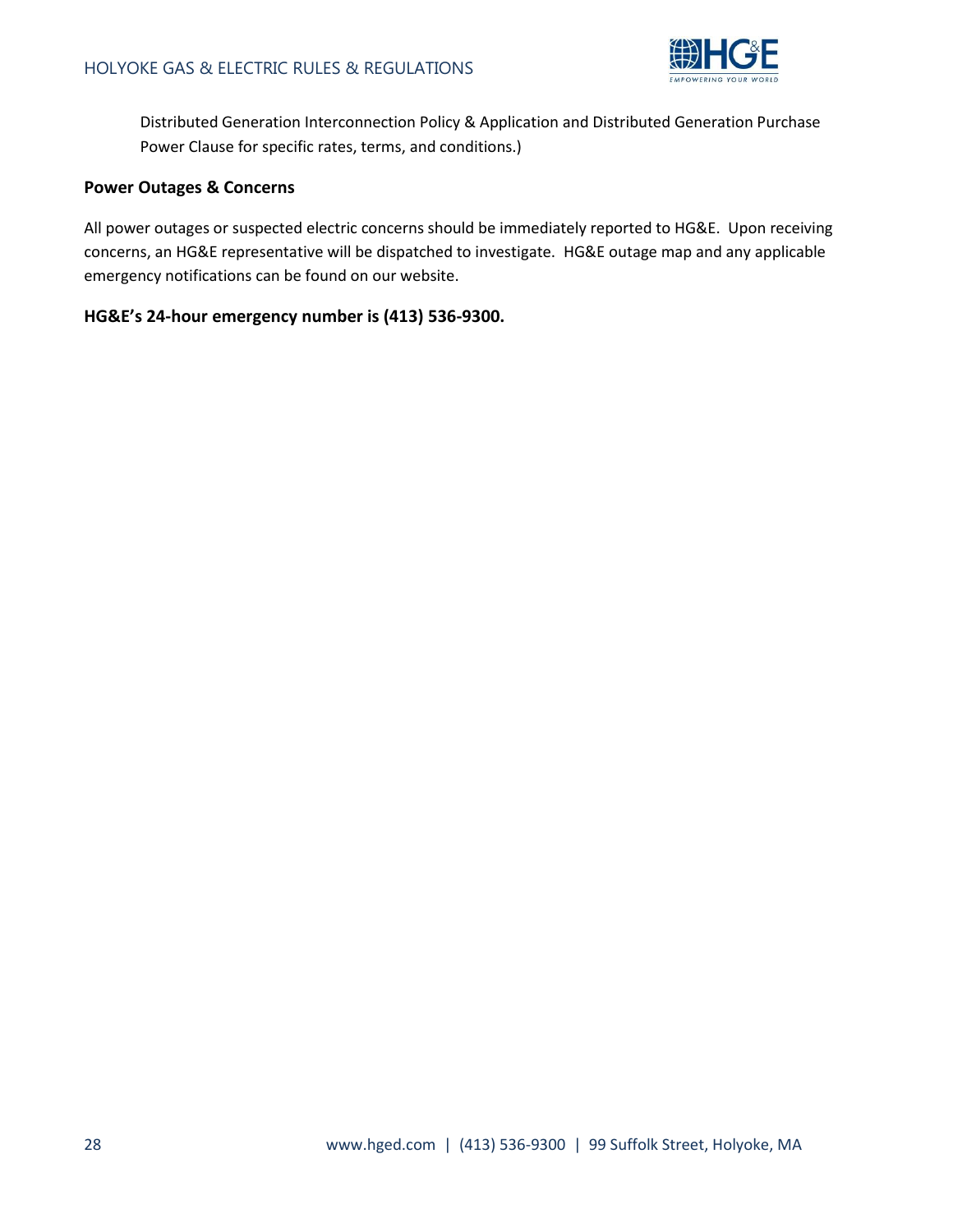Distributed Generation Interconnection Policy & Application and Distributed Generation Purchase Power Clause for specific rates, terms, and conditions.)

**Power Outages & Concerns**

All power outages or suspected electric concerns should be immediately reported to HG&E. Upon receiving concerns, an HG&E representative will be dispatched to investigate. HG&E outage map and any applicable emergency notifications can be found on our website.

**HG&E's 24-hour emergency number is (413) 536-9300.**